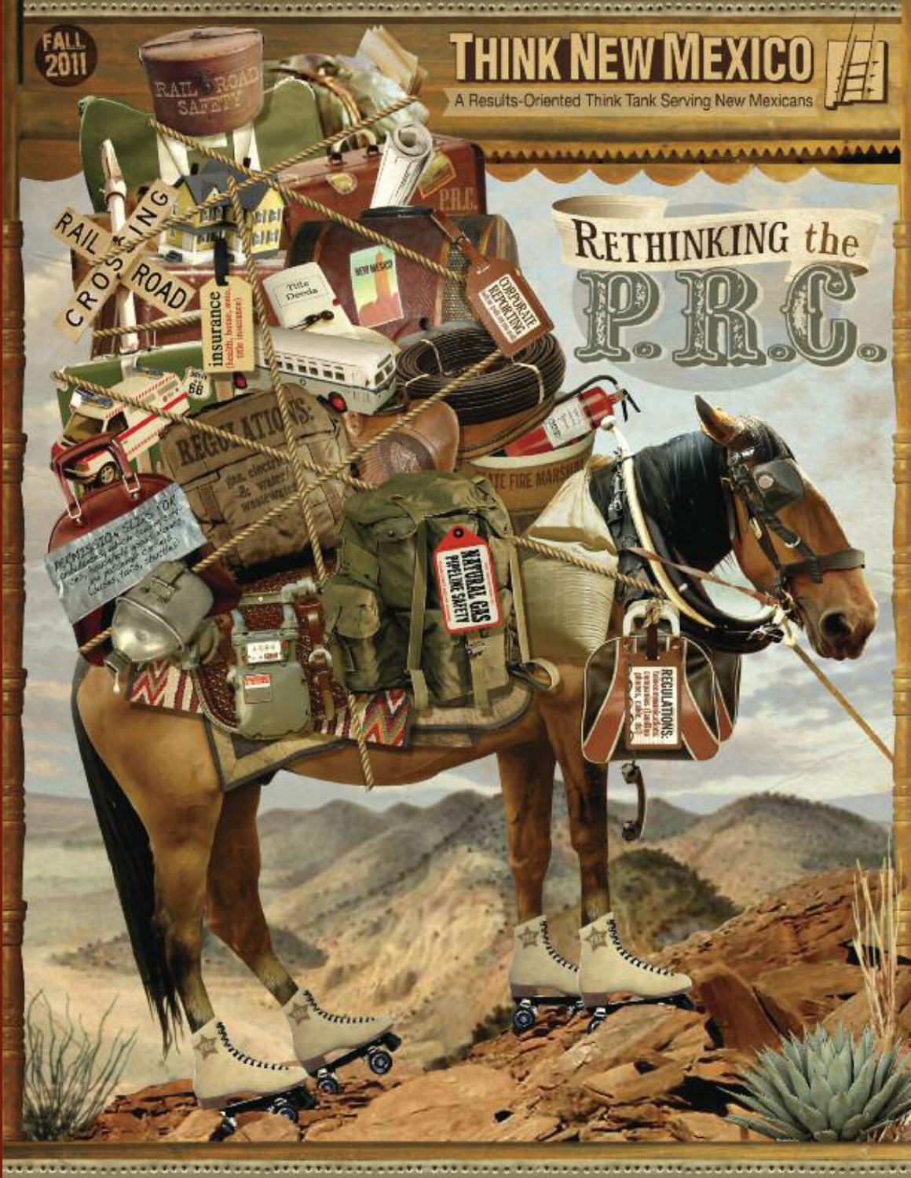FALL 2011

# THINK NEW MEXICO

A Results-Oriented Think Tank Serving New Mexicans

## RETHINKING the P.R.C.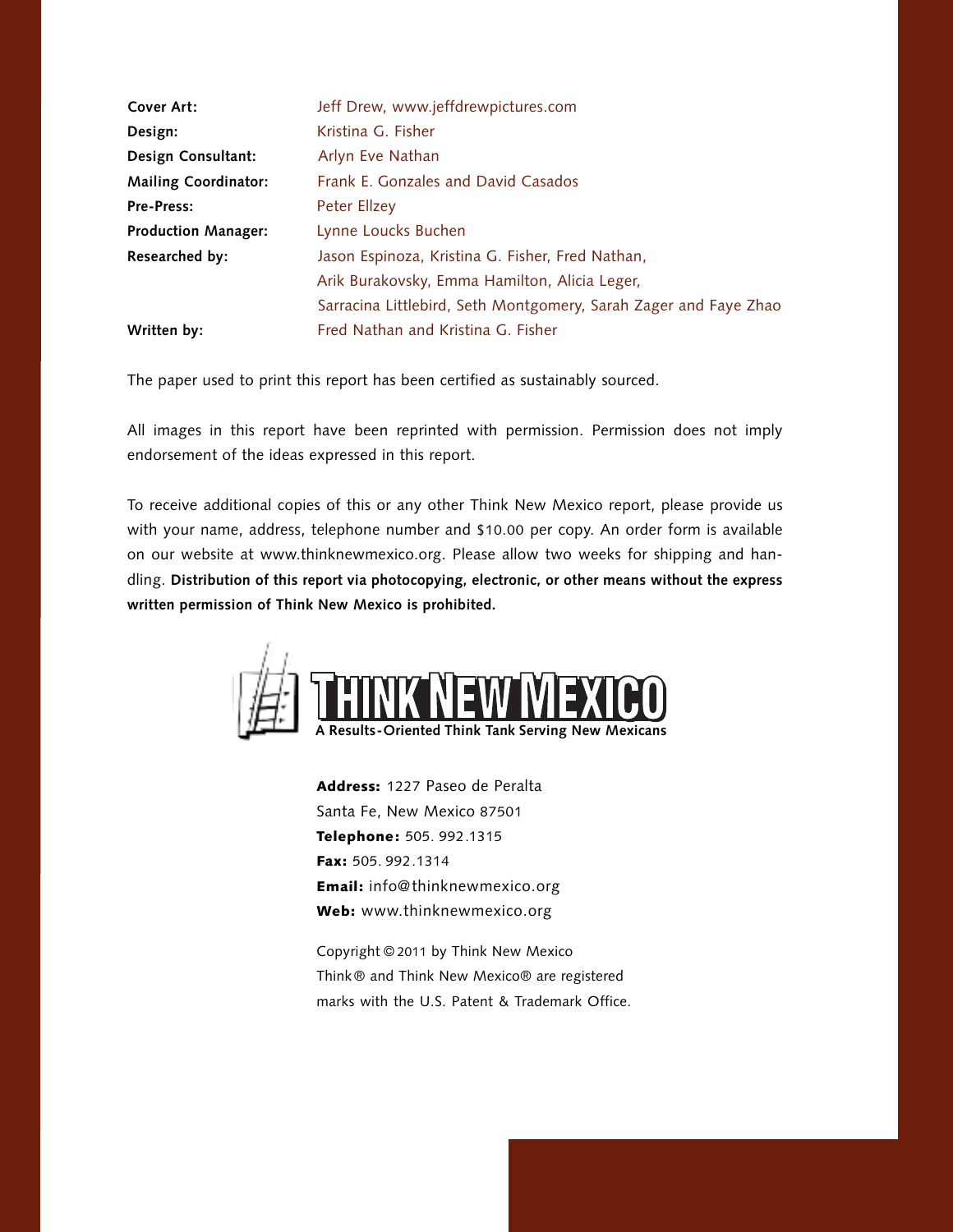| | |
|---|---|
| **Cover Art:** | Jeff Drew, www.jeffdrewpictures.com |
| **Design:** | Kristina G. Fisher |
| **Design Consultant:** | Arlyn Eve Nathan |
| **Mailing Coordinator:** | Frank E. Gonzales and David Casados |
| **Pre-Press:** | Peter Ellzey |
| **Production Manager:** | Lynne Loucks Buchen |
| **Researched by:** | Jason Espinoza, Kristina G. Fisher, Fred Nathan, Arik Burakovsky, Emma Hamilton, Alicia Leger, Sarracina Littlebird, Seth Montgomery, Sarah Zager and Faye Zhao |
| **Written by:** | Fred Nathan and Kristina G. Fisher |

The paper used to print this report has been certified as sustainably sourced.

All images in this report have been reprinted with permission. Permission does not imply endorsement of the ideas expressed in this report.

To receive additional copies of this or any other Think New Mexico report, please provide us with your name, address, telephone number and $10.00 per copy. An order form is available on our website at www.thinknewmexico.org. Please allow two weeks for shipping and handling. **Distribution of this report via photocopying, electronic, or other means without the express written permission of Think New Mexico is prohibited.**

**THINK NEW MEXICO**
**A Results-Oriented Think Tank Serving New Mexicans**

**Address:** 1227 Paseo de Peralta
Santa Fe, New Mexico 87501
**Telephone:** 505. 992.1315
**Fax:** 505. 992.1314
**Email:** info@thinknewmexico.org
**Web:** www.thinknewmexico.org

Copyright © 2011 by Think New Mexico
Think® and Think New Mexico® are registered marks with the U.S. Patent & Trademark Office.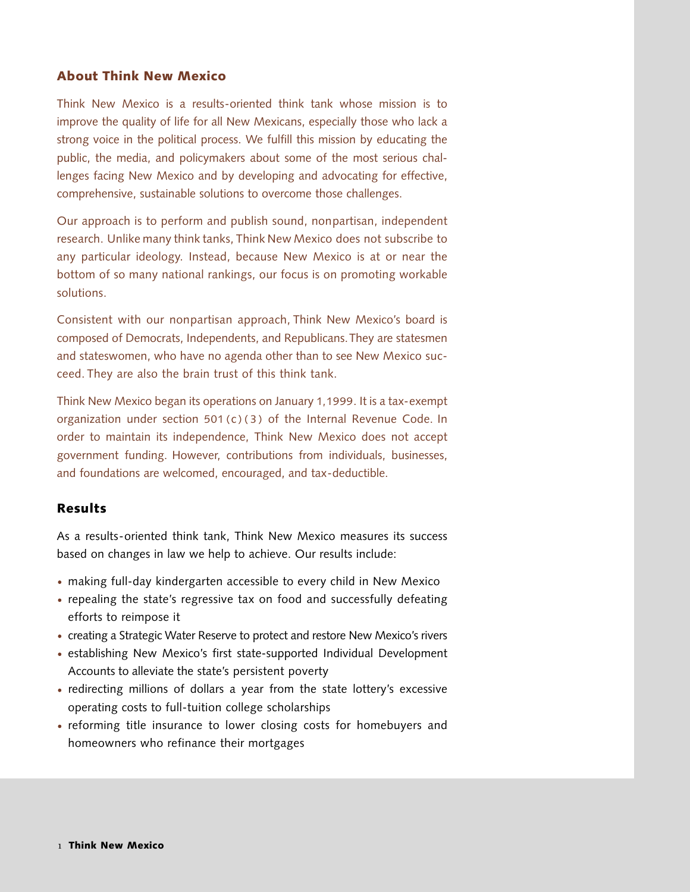## About Think New Mexico

Think New Mexico is a results-oriented think tank whose mission is to improve the quality of life for all New Mexicans, especially those who lack a strong voice in the political process. We fulfill this mission by educating the public, the media, and policymakers about some of the most serious challenges facing New Mexico and by developing and advocating for effective, comprehensive, sustainable solutions to overcome those challenges.

Our approach is to perform and publish sound, nonpartisan, independent research. Unlike many think tanks, Think New Mexico does not subscribe to any particular ideology. Instead, because New Mexico is at or near the bottom of so many national rankings, our focus is on promoting workable solutions.

Consistent with our nonpartisan approach, Think New Mexico's board is composed of Democrats, Independents, and Republicans. They are statesmen and stateswomen, who have no agenda other than to see New Mexico succeed. They are also the brain trust of this think tank.

Think New Mexico began its operations on January 1, 1999. It is a tax-exempt organization under section 501(c)(3) of the Internal Revenue Code. In order to maintain its independence, Think New Mexico does not accept government funding. However, contributions from individuals, businesses, and foundations are welcomed, encouraged, and tax-deductible.

## Results

As a results-oriented think tank, Think New Mexico measures its success based on changes in law we help to achieve. Our results include:

- making full-day kindergarten accessible to every child in New Mexico
- repealing the state's regressive tax on food and successfully defeating efforts to reimpose it
- creating a Strategic Water Reserve to protect and restore New Mexico's rivers
- establishing New Mexico's first state-supported Individual Development Accounts to alleviate the state's persistent poverty
- redirecting millions of dollars a year from the state lottery's excessive operating costs to full-tuition college scholarships
- reforming title insurance to lower closing costs for homebuyers and homeowners who refinance their mortgages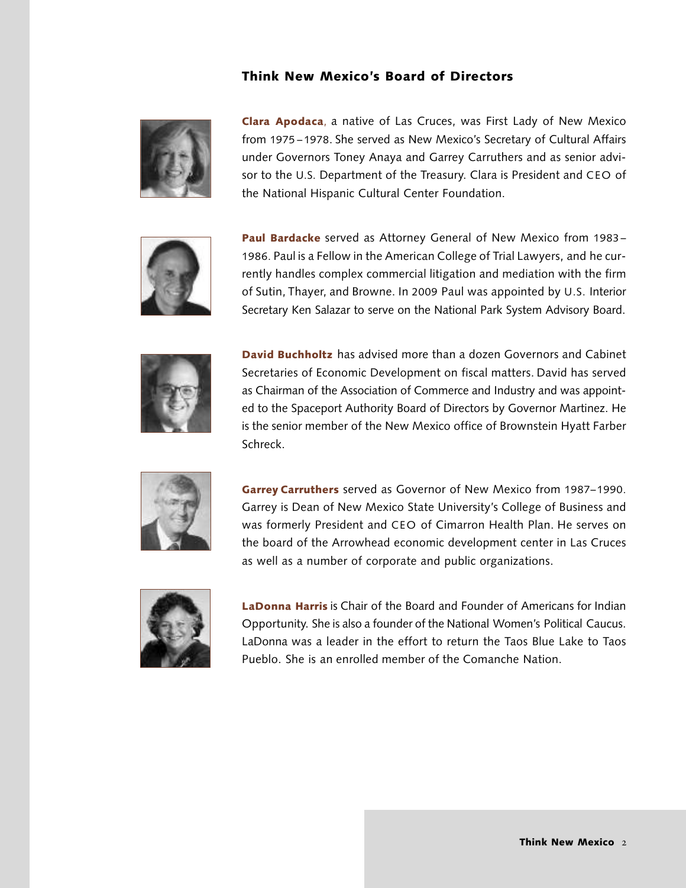## Think New Mexico's Board of Directors

**Clara Apodaca**, a native of Las Cruces, was First Lady of New Mexico from 1975–1978. She served as New Mexico's Secretary of Cultural Affairs under Governors Toney Anaya and Garrey Carruthers and as senior advisor to the U.S. Department of the Treasury. Clara is President and CEO of the National Hispanic Cultural Center Foundation.

**Paul Bardacke** served as Attorney General of New Mexico from 1983–1986. Paul is a Fellow in the American College of Trial Lawyers, and he currently handles complex commercial litigation and mediation with the firm of Sutin, Thayer, and Browne. In 2009 Paul was appointed by U.S. Interior Secretary Ken Salazar to serve on the National Park System Advisory Board.

**David Buchholtz** has advised more than a dozen Governors and Cabinet Secretaries of Economic Development on fiscal matters. David has served as Chairman of the Association of Commerce and Industry and was appointed to the Spaceport Authority Board of Directors by Governor Martinez. He is the senior member of the New Mexico office of Brownstein Hyatt Farber Schreck.

**Garrey Carruthers** served as Governor of New Mexico from 1987–1990. Garrey is Dean of New Mexico State University's College of Business and was formerly President and CEO of Cimarron Health Plan. He serves on the board of the Arrowhead economic development center in Las Cruces as well as a number of corporate and public organizations.

**LaDonna Harris** is Chair of the Board and Founder of Americans for Indian Opportunity. She is also a founder of the National Women's Political Caucus. LaDonna was a leader in the effort to return the Taos Blue Lake to Taos Pueblo. She is an enrolled member of the Comanche Nation.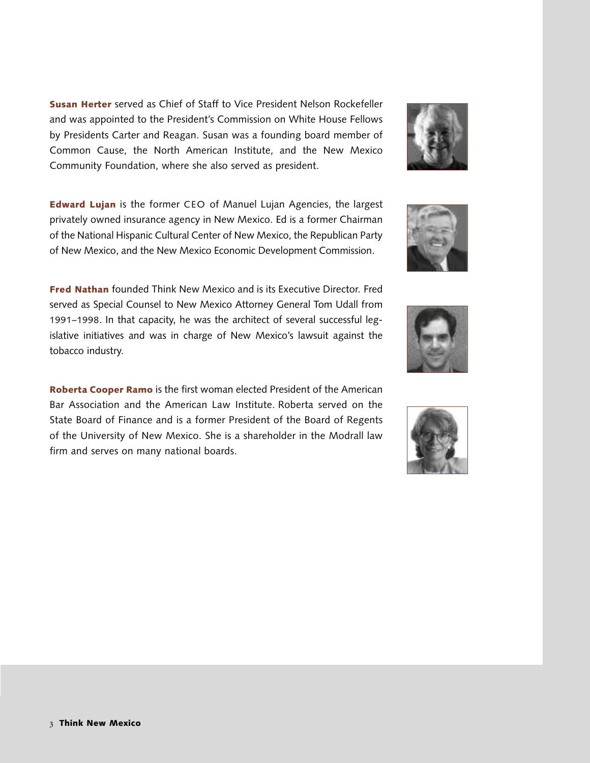**Susan Herter** served as Chief of Staff to Vice President Nelson Rockefeller and was appointed to the President's Commission on White House Fellows by Presidents Carter and Reagan. Susan was a founding board member of Common Cause, the North American Institute, and the New Mexico Community Foundation, where she also served as president.

**Edward Lujan** is the former CEO of Manuel Lujan Agencies, the largest privately owned insurance agency in New Mexico. Ed is a former Chairman of the National Hispanic Cultural Center of New Mexico, the Republican Party of New Mexico, and the New Mexico Economic Development Commission.

**Fred Nathan** founded Think New Mexico and is its Executive Director. Fred served as Special Counsel to New Mexico Attorney General Tom Udall from 1991–1998. In that capacity, he was the architect of several successful legislative initiatives and was in charge of New Mexico's lawsuit against the tobacco industry.

**Roberta Cooper Ramo** is the first woman elected President of the American Bar Association and the American Law Institute. Roberta served on the State Board of Finance and is a former President of the Board of Regents of the University of New Mexico. She is a shareholder in the Modrall law firm and serves on many national boards.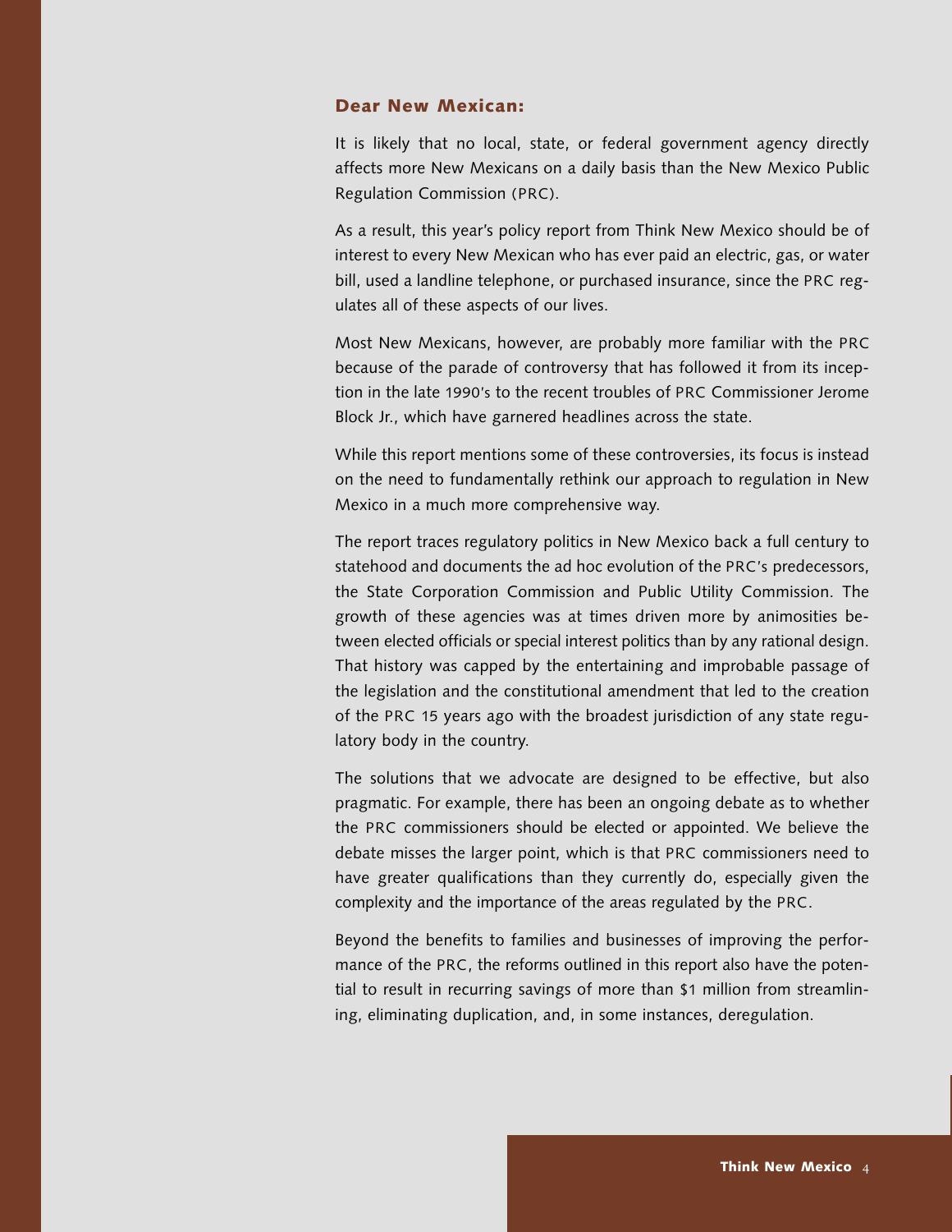## Dear New Mexican:

It is likely that no local, state, or federal government agency directly affects more New Mexicans on a daily basis than the New Mexico Public Regulation Commission (PRC).

As a result, this year's policy report from Think New Mexico should be of interest to every New Mexican who has ever paid an electric, gas, or water bill, used a landline telephone, or purchased insurance, since the PRC regulates all of these aspects of our lives.

Most New Mexicans, however, are probably more familiar with the PRC because of the parade of controversy that has followed it from its inception in the late 1990's to the recent troubles of PRC Commissioner Jerome Block Jr., which have garnered headlines across the state.

While this report mentions some of these controversies, its focus is instead on the need to fundamentally rethink our approach to regulation in New Mexico in a much more comprehensive way.

The report traces regulatory politics in New Mexico back a full century to statehood and documents the ad hoc evolution of the PRC's predecessors, the State Corporation Commission and Public Utility Commission. The growth of these agencies was at times driven more by animosities between elected officials or special interest politics than by any rational design. That history was capped by the entertaining and improbable passage of the legislation and the constitutional amendment that led to the creation of the PRC 15 years ago with the broadest jurisdiction of any state regulatory body in the country.

The solutions that we advocate are designed to be effective, but also pragmatic. For example, there has been an ongoing debate as to whether the PRC commissioners should be elected or appointed. We believe the debate misses the larger point, which is that PRC commissioners need to have greater qualifications than they currently do, especially given the complexity and the importance of the areas regulated by the PRC.

Beyond the benefits to families and businesses of improving the performance of the PRC, the reforms outlined in this report also have the potential to result in recurring savings of more than $1 million from streamlining, eliminating duplication, and, in some instances, deregulation.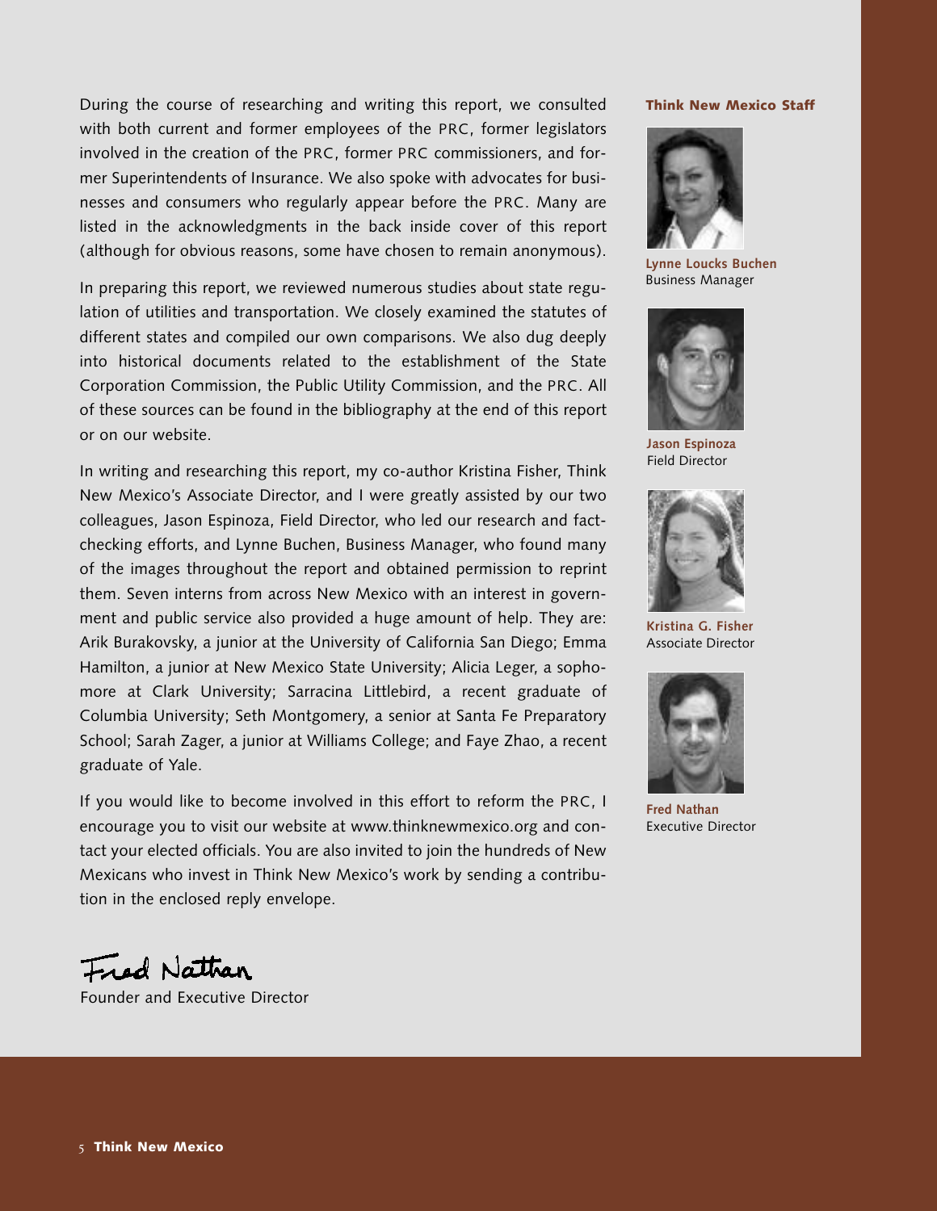During the course of researching and writing this report, we consulted with both current and former employees of the PRC, former legislators involved in the creation of the PRC, former PRC commissioners, and former Superintendents of Insurance. We also spoke with advocates for businesses and consumers who regularly appear before the PRC. Many are listed in the acknowledgments in the back inside cover of this report (although for obvious reasons, some have chosen to remain anonymous).

In preparing this report, we reviewed numerous studies about state regulation of utilities and transportation. We closely examined the statutes of different states and compiled our own comparisons. We also dug deeply into historical documents related to the establishment of the State Corporation Commission, the Public Utility Commission, and the PRC. All of these sources can be found in the bibliography at the end of this report or on our website.

In writing and researching this report, my co-author Kristina Fisher, Think New Mexico's Associate Director, and I were greatly assisted by our two colleagues, Jason Espinoza, Field Director, who led our research and fact-checking efforts, and Lynne Buchen, Business Manager, who found many of the images throughout the report and obtained permission to reprint them. Seven interns from across New Mexico with an interest in government and public service also provided a huge amount of help. They are: Arik Burakovsky, a junior at the University of California San Diego; Emma Hamilton, a junior at New Mexico State University; Alicia Leger, a sophomore at Clark University; Sarracina Littlebird, a recent graduate of Columbia University; Seth Montgomery, a senior at Santa Fe Preparatory School; Sarah Zager, a junior at Williams College; and Faye Zhao, a recent graduate of Yale.

If you would like to become involved in this effort to reform the PRC, I encourage you to visit our website at www.thinknewmexico.org and contact your elected officials. You are also invited to join the hundreds of New Mexicans who invest in Think New Mexico's work by sending a contribution in the enclosed reply envelope.

Fred Nathan
Founder and Executive Director

**Think New Mexico Staff**

**Lynne Loucks Buchen**
Business Manager

**Jason Espinoza**
Field Director

**Kristina G. Fisher**
Associate Director

**Fred Nathan**
Executive Director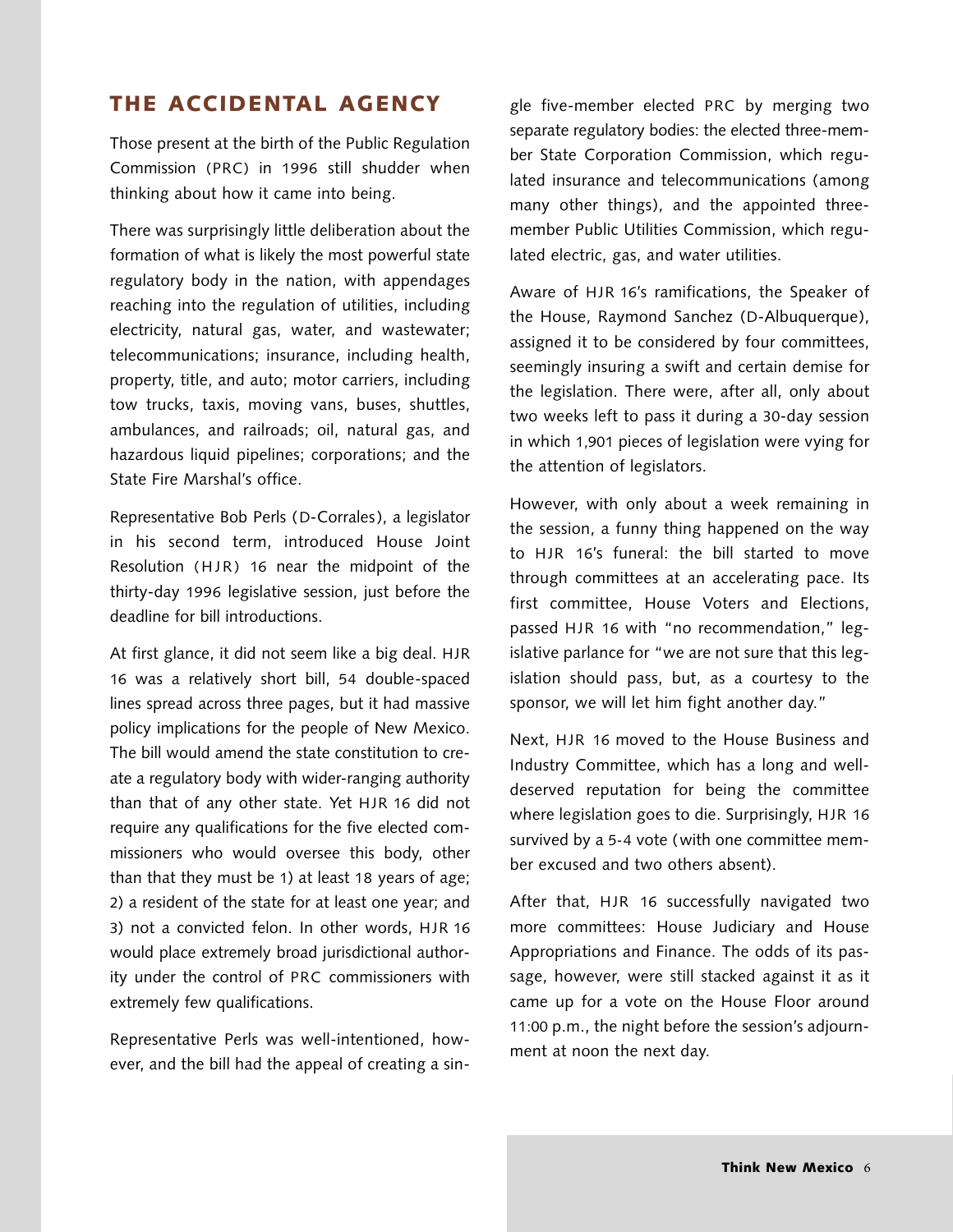## THE ACCIDENTAL AGENCY

Those present at the birth of the Public Regulation Commission (PRC) in 1996 still shudder when thinking about how it came into being.

There was surprisingly little deliberation about the formation of what is likely the most powerful state regulatory body in the nation, with appendages reaching into the regulation of utilities, including electricity, natural gas, water, and wastewater; telecommunications; insurance, including health, property, title, and auto; motor carriers, including tow trucks, taxis, moving vans, buses, shuttles, ambulances, and railroads; oil, natural gas, and hazardous liquid pipelines; corporations; and the State Fire Marshal's office.

Representative Bob Perls (D-Corrales), a legislator in his second term, introduced House Joint Resolution (HJR) 16 near the midpoint of the thirty-day 1996 legislative session, just before the deadline for bill introductions.

At first glance, it did not seem like a big deal. HJR 16 was a relatively short bill, 54 double-spaced lines spread across three pages, but it had massive policy implications for the people of New Mexico. The bill would amend the state constitution to create a regulatory body with wider-ranging authority than that of any other state. Yet HJR 16 did not require any qualifications for the five elected commissioners who would oversee this body, other than that they must be 1) at least 18 years of age; 2) a resident of the state for at least one year; and 3) not a convicted felon. In other words, HJR 16 would place extremely broad jurisdictional authority under the control of PRC commissioners with extremely few qualifications.

Representative Perls was well-intentioned, however, and the bill had the appeal of creating a single five-member elected PRC by merging two separate regulatory bodies: the elected three-member State Corporation Commission, which regulated insurance and telecommunications (among many other things), and the appointed three-member Public Utilities Commission, which regulated electric, gas, and water utilities.

Aware of HJR 16's ramifications, the Speaker of the House, Raymond Sanchez (D-Albuquerque), assigned it to be considered by four committees, seemingly insuring a swift and certain demise for the legislation. There were, after all, only about two weeks left to pass it during a 30-day session in which 1,901 pieces of legislation were vying for the attention of legislators.

However, with only about a week remaining in the session, a funny thing happened on the way to HJR 16's funeral: the bill started to move through committees at an accelerating pace. Its first committee, House Voters and Elections, passed HJR 16 with "no recommendation," legislative parlance for "we are not sure that this legislation should pass, but, as a courtesy to the sponsor, we will let him fight another day."

Next, HJR 16 moved to the House Business and Industry Committee, which has a long and well-deserved reputation for being the committee where legislation goes to die. Surprisingly, HJR 16 survived by a 5-4 vote (with one committee member excused and two others absent).

After that, HJR 16 successfully navigated two more committees: House Judiciary and House Appropriations and Finance. The odds of its passage, however, were still stacked against it as it came up for a vote on the House Floor around 11:00 p.m., the night before the session's adjournment at noon the next day.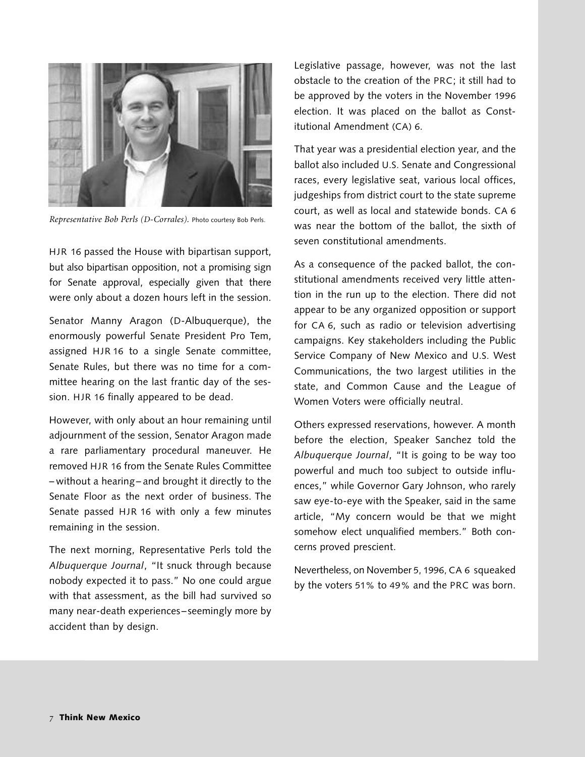*Representative Bob Perls (D-Corrales).* Photo courtesy Bob Perls.

HJR 16 passed the House with bipartisan support, but also bipartisan opposition, not a promising sign for Senate approval, especially given that there were only about a dozen hours left in the session.

Senator Manny Aragon (D-Albuquerque), the enormously powerful Senate President Pro Tem, assigned HJR 16 to a single Senate committee, Senate Rules, but there was no time for a committee hearing on the last frantic day of the session. HJR 16 finally appeared to be dead.

However, with only about an hour remaining until adjournment of the session, Senator Aragon made a rare parliamentary procedural maneuver. He removed HJR 16 from the Senate Rules Committee – without a hearing – and brought it directly to the Senate Floor as the next order of business. The Senate passed HJR 16 with only a few minutes remaining in the session.

The next morning, Representative Perls told the *Albuquerque Journal*, "It snuck through because nobody expected it to pass." No one could argue with that assessment, as the bill had survived so many near-death experiences – seemingly more by accident than by design.

Legislative passage, however, was not the last obstacle to the creation of the PRC; it still had to be approved by the voters in the November 1996 election. It was placed on the ballot as Constitutional Amendment (CA) 6.

That year was a presidential election year, and the ballot also included U.S. Senate and Congressional races, every legislative seat, various local offices, judgeships from district court to the state supreme court, as well as local and statewide bonds. CA 6 was near the bottom of the ballot, the sixth of seven constitutional amendments.

As a consequence of the packed ballot, the constitutional amendments received very little attention in the run up to the election. There did not appear to be any organized opposition or support for CA 6, such as radio or television advertising campaigns. Key stakeholders including the Public Service Company of New Mexico and U.S. West Communications, the two largest utilities in the state, and Common Cause and the League of Women Voters were officially neutral.

Others expressed reservations, however. A month before the election, Speaker Sanchez told the *Albuquerque Journal*, "It is going to be way too powerful and much too subject to outside influences," while Governor Gary Johnson, who rarely saw eye-to-eye with the Speaker, said in the same article, "My concern would be that we might somehow elect unqualified members." Both concerns proved prescient.

Nevertheless, on November 5, 1996, CA 6 squeaked by the voters 51% to 49% and the PRC was born.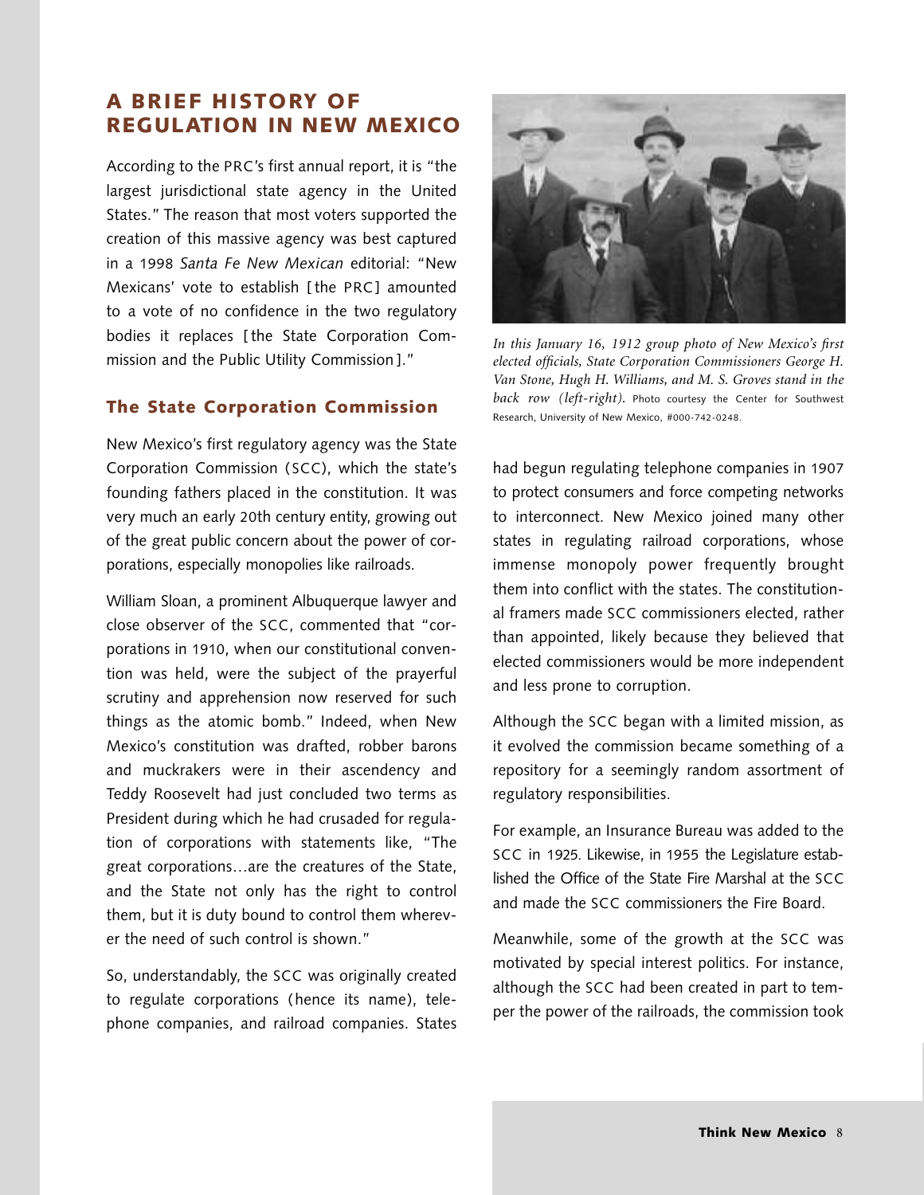# A BRIEF HISTORY OF REGULATION IN NEW MEXICO

According to the PRC's first annual report, it is "the largest jurisdictional state agency in the United States." The reason that most voters supported the creation of this massive agency was best captured in a 1998 *Santa Fe New Mexican* editorial: "New Mexicans' vote to establish [the PRC] amounted to a vote of no confidence in the two regulatory bodies it replaces [the State Corporation Commission and the Public Utility Commission]."

## The State Corporation Commission

New Mexico's first regulatory agency was the State Corporation Commission (SCC), which the state's founding fathers placed in the constitution. It was very much an early 20th century entity, growing out of the great public concern about the power of corporations, especially monopolies like railroads.

William Sloan, a prominent Albuquerque lawyer and close observer of the SCC, commented that "corporations in 1910, when our constitutional convention was held, were the subject of the prayerful scrutiny and apprehension now reserved for such things as the atomic bomb." Indeed, when New Mexico's constitution was drafted, robber barons and muckrakers were in their ascendency and Teddy Roosevelt had just concluded two terms as President during which he had crusaded for regulation of corporations with statements like, "The great corporations…are the creatures of the State, and the State not only has the right to control them, but it is duty bound to control them wherever the need of such control is shown."

So, understandably, the SCC was originally created to regulate corporations (hence its name), telephone companies, and railroad companies. States had begun regulating telephone companies in 1907 to protect consumers and force competing networks to interconnect. New Mexico joined many other states in regulating railroad corporations, whose immense monopoly power frequently brought them into conflict with the states. The constitutional framers made SCC commissioners elected, rather than appointed, likely because they believed that elected commissioners would be more independent and less prone to corruption.

*In this January 16, 1912 group photo of New Mexico's first elected officials, State Corporation Commissioners George H. Van Stone, Hugh H. Williams, and M. S. Groves stand in the back row (left-right).* Photo courtesy the Center for Southwest Research, University of New Mexico, #000-742-0248.

Although the SCC began with a limited mission, as it evolved the commission became something of a repository for a seemingly random assortment of regulatory responsibilities.

For example, an Insurance Bureau was added to the SCC in 1925. Likewise, in 1955 the Legislature established the Office of the State Fire Marshal at the SCC and made the SCC commissioners the Fire Board.

Meanwhile, some of the growth at the SCC was motivated by special interest politics. For instance, although the SCC had been created in part to temper the power of the railroads, the commission took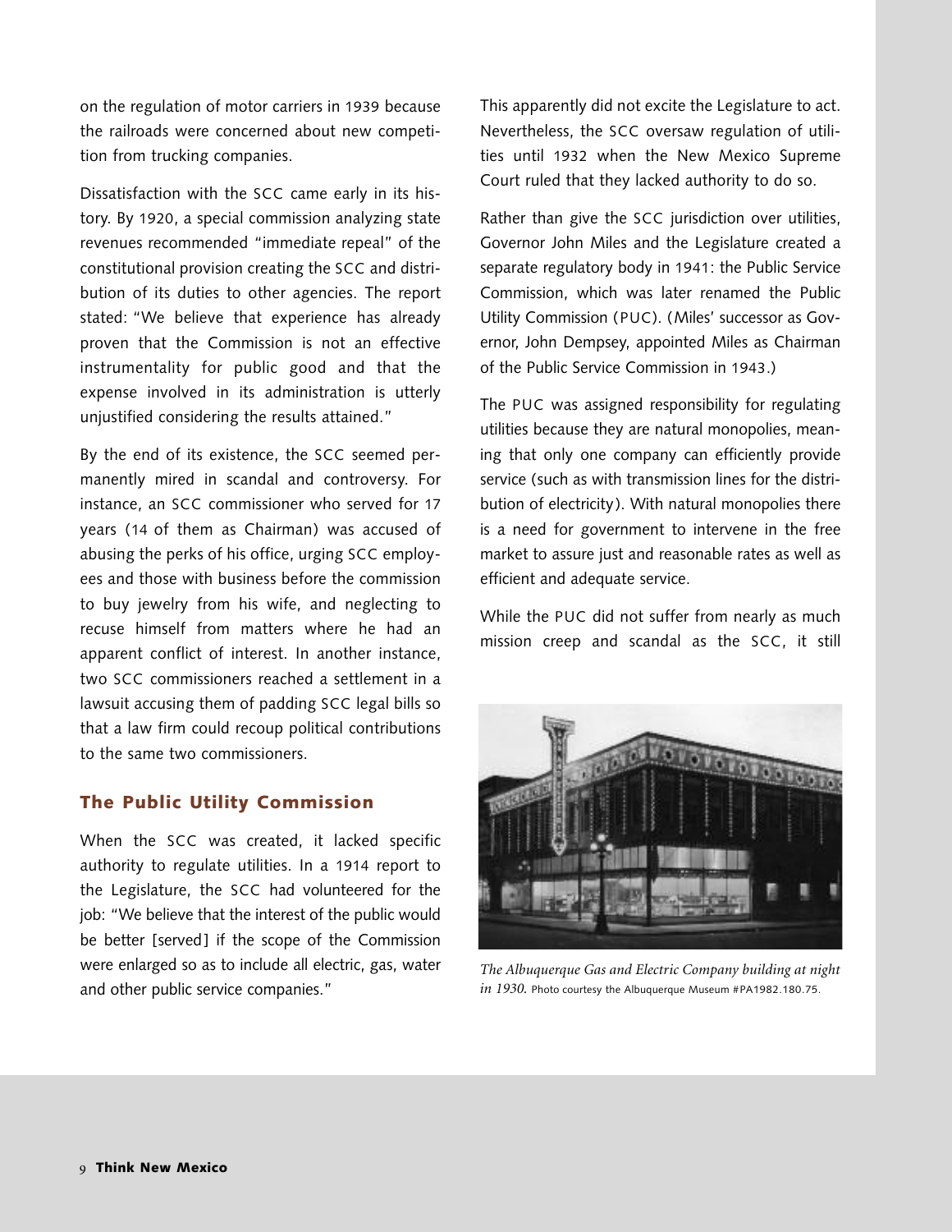on the regulation of motor carriers in 1939 because the railroads were concerned about new competition from trucking companies.

Dissatisfaction with the SCC came early in its history. By 1920, a special commission analyzing state revenues recommended "immediate repeal" of the constitutional provision creating the SCC and distribution of its duties to other agencies. The report stated: "We believe that experience has already proven that the Commission is not an effective instrumentality for public good and that the expense involved in its administration is utterly unjustified considering the results attained."

By the end of its existence, the SCC seemed permanently mired in scandal and controversy. For instance, an SCC commissioner who served for 17 years (14 of them as Chairman) was accused of abusing the perks of his office, urging SCC employees and those with business before the commission to buy jewelry from his wife, and neglecting to recuse himself from matters where he had an apparent conflict of interest. In another instance, two SCC commissioners reached a settlement in a lawsuit accusing them of padding SCC legal bills so that a law firm could recoup political contributions to the same two commissioners.

## The Public Utility Commission

When the SCC was created, it lacked specific authority to regulate utilities. In a 1914 report to the Legislature, the SCC had volunteered for the job: "We believe that the interest of the public would be better [served] if the scope of the Commission were enlarged so as to include all electric, gas, water and other public service companies."

This apparently did not excite the Legislature to act. Nevertheless, the SCC oversaw regulation of utilities until 1932 when the New Mexico Supreme Court ruled that they lacked authority to do so.

Rather than give the SCC jurisdiction over utilities, Governor John Miles and the Legislature created a separate regulatory body in 1941: the Public Service Commission, which was later renamed the Public Utility Commission (PUC). (Miles' successor as Governor, John Dempsey, appointed Miles as Chairman of the Public Service Commission in 1943.)

The PUC was assigned responsibility for regulating utilities because they are natural monopolies, meaning that only one company can efficiently provide service (such as with transmission lines for the distribution of electricity). With natural monopolies there is a need for government to intervene in the free market to assure just and reasonable rates as well as efficient and adequate service.

While the PUC did not suffer from nearly as much mission creep and scandal as the SCC, it still

*The Albuquerque Gas and Electric Company building at night in 1930.* Photo courtesy the Albuquerque Museum #PA1982.180.75.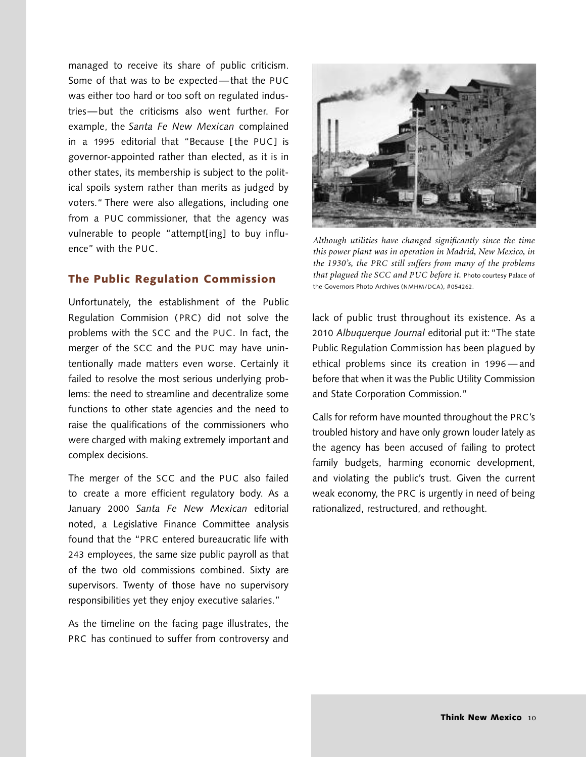managed to receive its share of public criticism. Some of that was to be expected—that the PUC was either too hard or too soft on regulated industries—but the criticisms also went further. For example, the *Santa Fe New Mexican* complained in a 1995 editorial that "Because [the PUC] is governor-appointed rather than elected, as it is in other states, its membership is subject to the political spoils system rather than merits as judged by voters." There were also allegations, including one from a PUC commissioner, that the agency was vulnerable to people "attempt[ing] to buy influence" with the PUC.

## The Public Regulation Commission

Unfortunately, the establishment of the Public Regulation Commision (PRC) did not solve the problems with the SCC and the PUC. In fact, the merger of the SCC and the PUC may have unintentionally made matters even worse. Certainly it failed to resolve the most serious underlying problems: the need to streamline and decentralize some functions to other state agencies and the need to raise the qualifications of the commissioners who were charged with making extremely important and complex decisions.

The merger of the SCC and the PUC also failed to create a more efficient regulatory body. As a January 2000 *Santa Fe New Mexican* editorial noted, a Legislative Finance Committee analysis found that the "PRC entered bureaucratic life with 243 employees, the same size public payroll as that of the two old commissions combined. Sixty are supervisors. Twenty of those have no supervisory responsibilities yet they enjoy executive salaries."

As the timeline on the facing page illustrates, the PRC has continued to suffer from controversy and lack of public trust throughout its existence. As a 2010 *Albuquerque Journal* editorial put it: "The state Public Regulation Commission has been plagued by ethical problems since its creation in 1996—and before that when it was the Public Utility Commission and State Corporation Commission."

Calls for reform have mounted throughout the PRC's troubled history and have only grown louder lately as the agency has been accused of failing to protect family budgets, harming economic development, and violating the public's trust. Given the current weak economy, the PRC is urgently in need of being rationalized, restructured, and rethought.

*Although utilities have changed significantly since the time this power plant was in operation in Madrid, New Mexico, in the 1930's, the PRC still suffers from many of the problems that plagued the SCC and PUC before it.* Photo courtesy Palace of the Governors Photo Archives (NMHM/DCA), #054262.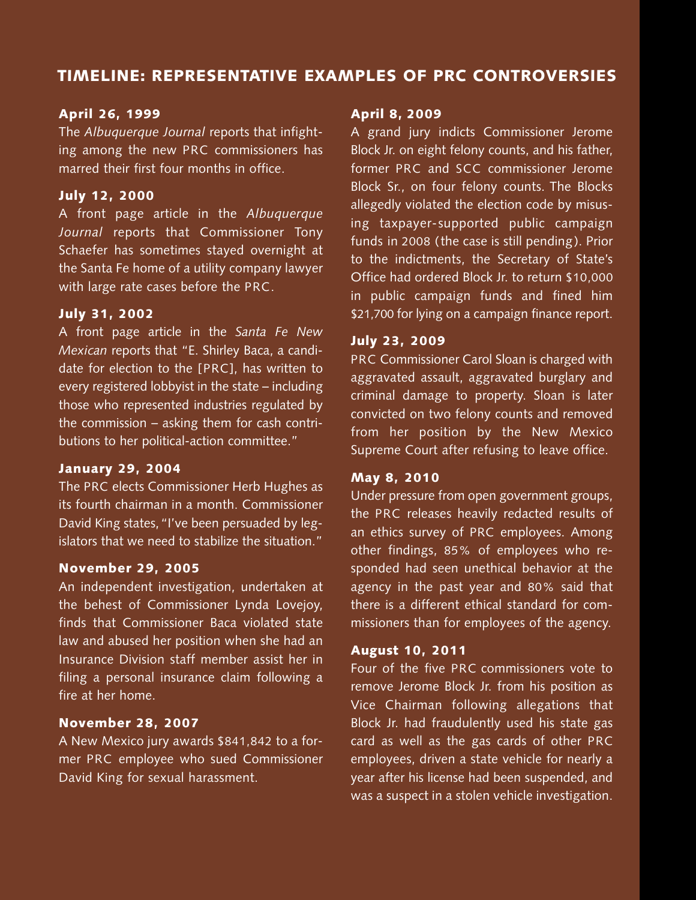## TIMELINE: REPRESENTATIVE EXAMPLES OF PRC CONTROVERSIES

### April 26, 1999

The *Albuquerque Journal* reports that infighting among the new PRC commissioners has marred their first four months in office.

### July 12, 2000

A front page article in the *Albuquerque Journal* reports that Commissioner Tony Schaefer has sometimes stayed overnight at the Santa Fe home of a utility company lawyer with large rate cases before the PRC.

### July 31, 2002

A front page article in the *Santa Fe New Mexican* reports that "E. Shirley Baca, a candidate for election to the [PRC], has written to every registered lobbyist in the state – including those who represented industries regulated by the commission – asking them for cash contributions to her political-action committee."

### January 29, 2004

The PRC elects Commissioner Herb Hughes as its fourth chairman in a month. Commissioner David King states, "I've been persuaded by legislators that we need to stabilize the situation."

### November 29, 2005

An independent investigation, undertaken at the behest of Commissioner Lynda Lovejoy, finds that Commissioner Baca violated state law and abused her position when she had an Insurance Division staff member assist her in filing a personal insurance claim following a fire at her home.

### November 28, 2007

A New Mexico jury awards $841,842 to a former PRC employee who sued Commissioner David King for sexual harassment.

### April 8, 2009

A grand jury indicts Commissioner Jerome Block Jr. on eight felony counts, and his father, former PRC and SCC commissioner Jerome Block Sr., on four felony counts. The Blocks allegedly violated the election code by misusing taxpayer-supported public campaign funds in 2008 (the case is still pending). Prior to the indictments, the Secretary of State's Office had ordered Block Jr. to return $10,000 in public campaign funds and fined him $21,700 for lying on a campaign finance report.

### July 23, 2009

PRC Commissioner Carol Sloan is charged with aggravated assault, aggravated burglary and criminal damage to property. Sloan is later convicted on two felony counts and removed from her position by the New Mexico Supreme Court after refusing to leave office.

### May 8, 2010

Under pressure from open government groups, the PRC releases heavily redacted results of an ethics survey of PRC employees. Among other findings, 85% of employees who responded had seen unethical behavior at the agency in the past year and 80% said that there is a different ethical standard for commissioners than for employees of the agency.

### August 10, 2011

Four of the five PRC commissioners vote to remove Jerome Block Jr. from his position as Vice Chairman following allegations that Block Jr. had fraudulently used his state gas card as well as the gas cards of other PRC employees, driven a state vehicle for nearly a year after his license had been suspended, and was a suspect in a stolen vehicle investigation.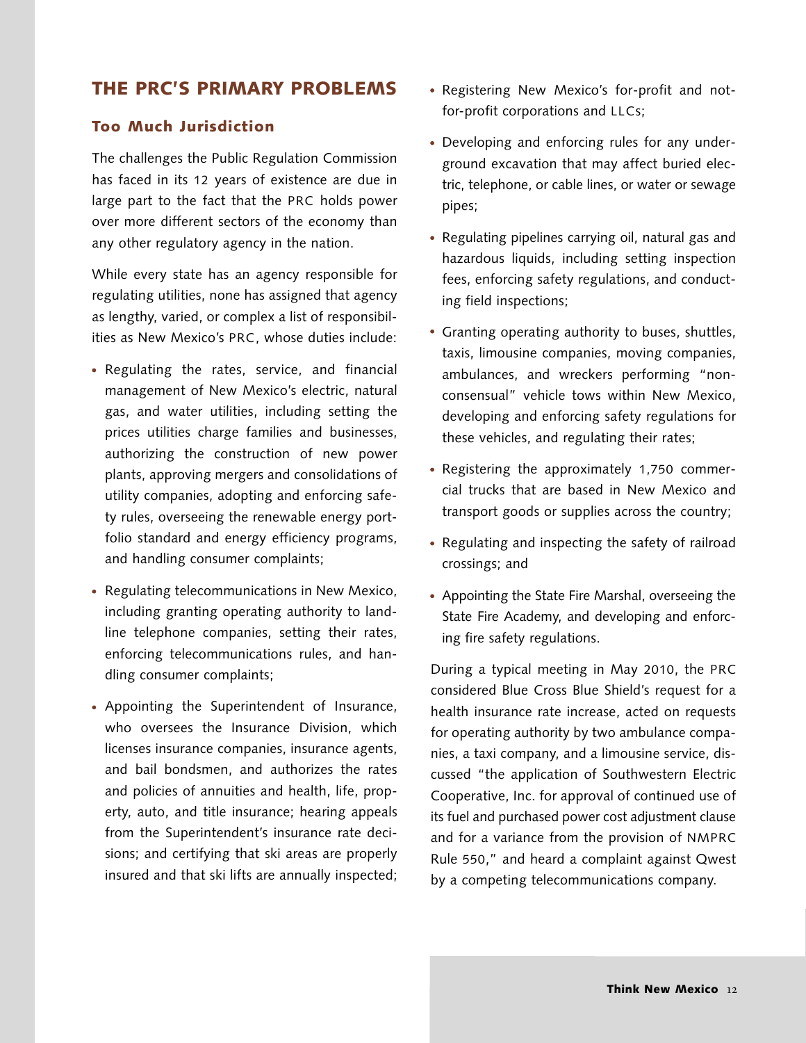## THE PRC'S PRIMARY PROBLEMS

### Too Much Jurisdiction

The challenges the Public Regulation Commission has faced in its 12 years of existence are due in large part to the fact that the PRC holds power over more different sectors of the economy than any other regulatory agency in the nation.

While every state has an agency responsible for regulating utilities, none has assigned that agency as lengthy, varied, or complex a list of responsibilities as New Mexico's PRC, whose duties include:

- Regulating the rates, service, and financial management of New Mexico's electric, natural gas, and water utilities, including setting the prices utilities charge families and businesses, authorizing the construction of new power plants, approving mergers and consolidations of utility companies, adopting and enforcing safety rules, overseeing the renewable energy portfolio standard and energy efficiency programs, and handling consumer complaints;
- Regulating telecommunications in New Mexico, including granting operating authority to landline telephone companies, setting their rates, enforcing telecommunications rules, and handling consumer complaints;
- Appointing the Superintendent of Insurance, who oversees the Insurance Division, which licenses insurance companies, insurance agents, and bail bondsmen, and authorizes the rates and policies of annuities and health, life, property, auto, and title insurance; hearing appeals from the Superintendent's insurance rate decisions; and certifying that ski areas are properly insured and that ski lifts are annually inspected;
- Registering New Mexico's for-profit and not-for-profit corporations and LLCs;
- Developing and enforcing rules for any underground excavation that may affect buried electric, telephone, or cable lines, or water or sewage pipes;
- Regulating pipelines carrying oil, natural gas and hazardous liquids, including setting inspection fees, enforcing safety regulations, and conducting field inspections;
- Granting operating authority to buses, shuttles, taxis, limousine companies, moving companies, ambulances, and wreckers performing "non-consensual" vehicle tows within New Mexico, developing and enforcing safety regulations for these vehicles, and regulating their rates;
- Registering the approximately 1,750 commercial trucks that are based in New Mexico and transport goods or supplies across the country;
- Regulating and inspecting the safety of railroad crossings; and
- Appointing the State Fire Marshal, overseeing the State Fire Academy, and developing and enforcing fire safety regulations.

During a typical meeting in May 2010, the PRC considered Blue Cross Blue Shield's request for a health insurance rate increase, acted on requests for operating authority by two ambulance companies, a taxi company, and a limousine service, discussed "the application of Southwestern Electric Cooperative, Inc. for approval of continued use of its fuel and purchased power cost adjustment clause and for a variance from the provision of NMPRC Rule 550," and heard a complaint against Qwest by a competing telecommunications company.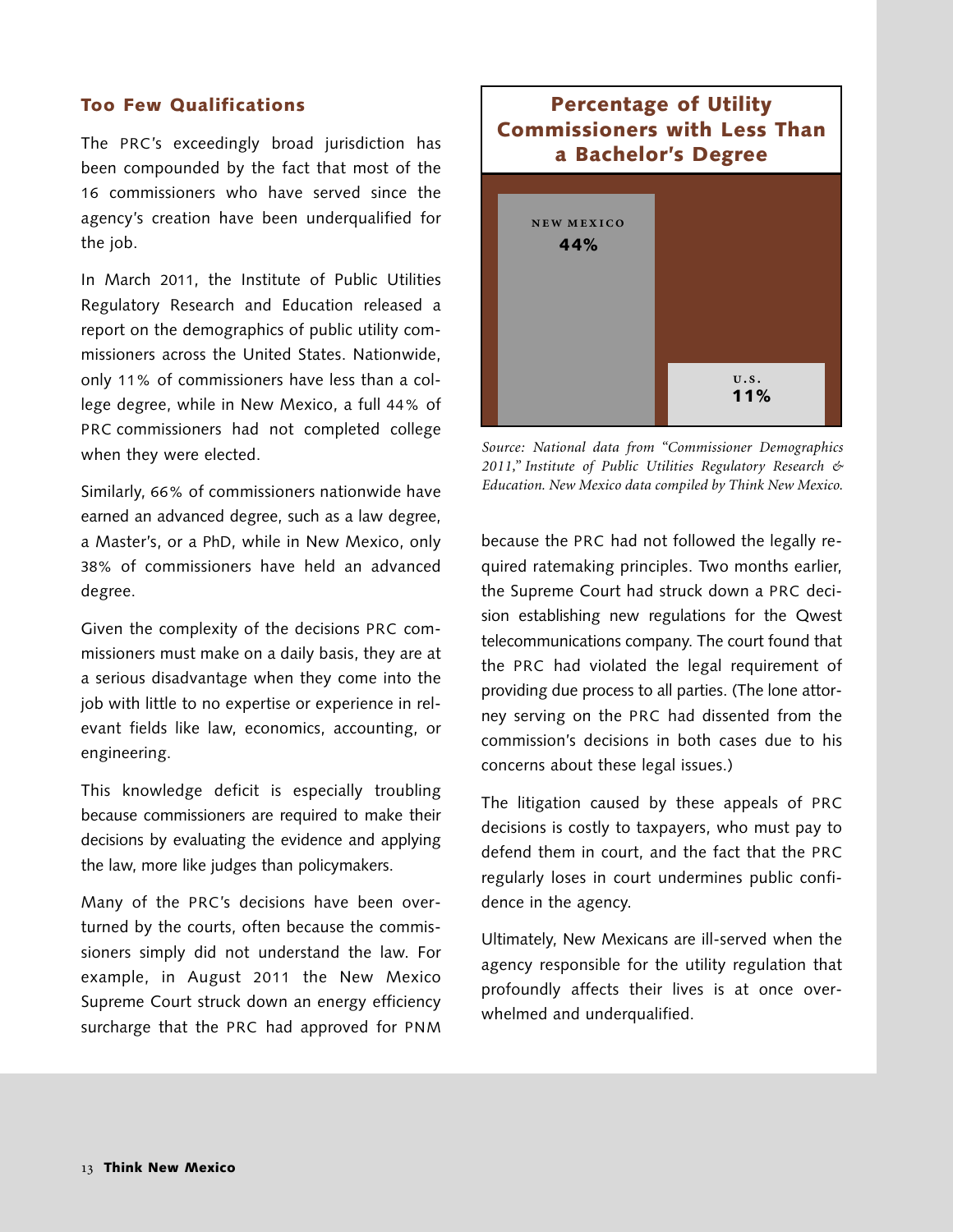### Too Few Qualifications

The PRC's exceedingly broad jurisdiction has been compounded by the fact that most of the 16 commissioners who have served since the agency's creation have been underqualified for the job.

In March 2011, the Institute of Public Utilities Regulatory Research and Education released a report on the demographics of public utility commissioners across the United States. Nationwide, only 11% of commissioners have less than a college degree, while in New Mexico, a full 44% of PRC commissioners had not completed college when they were elected.

Similarly, 66% of commissioners nationwide have earned an advanced degree, such as a law degree, a Master's, or a PhD, while in New Mexico, only 38% of commissioners have held an advanced degree.

Given the complexity of the decisions PRC commissioners must make on a daily basis, they are at a serious disadvantage when they come into the job with little to no expertise or experience in relevant fields like law, economics, accounting, or engineering.

This knowledge deficit is especially troubling because commissioners are required to make their decisions by evaluating the evidence and applying the law, more like judges than policymakers.

Many of the PRC's decisions have been overturned by the courts, often because the commissioners simply did not understand the law. For example, in August 2011 the New Mexico Supreme Court struck down an energy efficiency surcharge that the PRC had approved for PNM because the PRC had not followed the legally required ratemaking principles. Two months earlier, the Supreme Court had struck down a PRC decision establishing new regulations for the Qwest telecommunications company. The court found that the PRC had violated the legal requirement of providing due process to all parties. (The lone attorney serving on the PRC had dissented from the commission's decisions in both cases due to his concerns about these legal issues.)

The litigation caused by these appeals of PRC decisions is costly to taxpayers, who must pay to defend them in court, and the fact that the PRC regularly loses in court undermines public confidence in the agency.

Ultimately, New Mexicans are ill-served when the agency responsible for the utility regulation that profoundly affects their lives is at once overwhelmed and underqualified.

**Percentage of Utility Commissioners with Less Than a Bachelor's Degree**

| New Mexico | U.S. |
| --- | --- |
| 44% | 11% |

*Source: National data from "Commissioner Demographics 2011," Institute of Public Utilities Regulatory Research & Education. New Mexico data compiled by Think New Mexico.*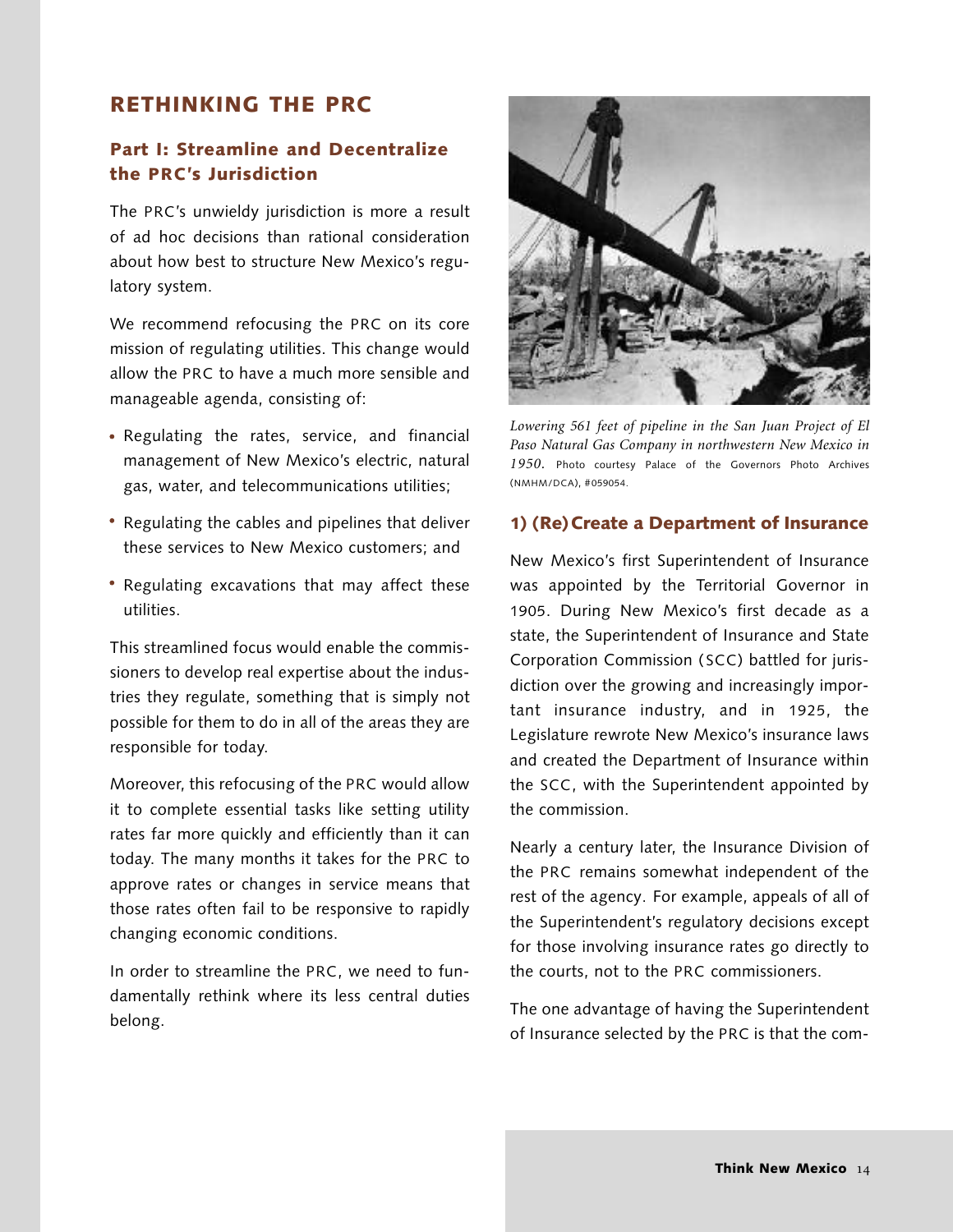## RETHINKING THE PRC

### Part I: Streamline and Decentralize the PRC's Jurisdiction

The PRC's unwieldy jurisdiction is more a result of ad hoc decisions than rational consideration about how best to structure New Mexico's regulatory system.

We recommend refocusing the PRC on its core mission of regulating utilities. This change would allow the PRC to have a much more sensible and manageable agenda, consisting of:

- Regulating the rates, service, and financial management of New Mexico's electric, natural gas, water, and telecommunications utilities;
- Regulating the cables and pipelines that deliver these services to New Mexico customers; and
- Regulating excavations that may affect these utilities.

This streamlined focus would enable the commissioners to develop real expertise about the industries they regulate, something that is simply not possible for them to do in all of the areas they are responsible for today.

Moreover, this refocusing of the PRC would allow it to complete essential tasks like setting utility rates far more quickly and efficiently than it can today. The many months it takes for the PRC to approve rates or changes in service means that those rates often fail to be responsive to rapidly changing economic conditions.

In order to streamline the PRC, we need to fundamentally rethink where its less central duties belong.

*Lowering 561 feet of pipeline in the San Juan Project of El Paso Natural Gas Company in northwestern New Mexico in 1950.* Photo courtesy Palace of the Governors Photo Archives (NMHM/DCA), #059054.

### 1) (Re) Create a Department of Insurance

New Mexico's first Superintendent of Insurance was appointed by the Territorial Governor in 1905. During New Mexico's first decade as a state, the Superintendent of Insurance and State Corporation Commission (SCC) battled for jurisdiction over the growing and increasingly important insurance industry, and in 1925, the Legislature rewrote New Mexico's insurance laws and created the Department of Insurance within the SCC, with the Superintendent appointed by the commission.

Nearly a century later, the Insurance Division of the PRC remains somewhat independent of the rest of the agency. For example, appeals of all of the Superintendent's regulatory decisions except for those involving insurance rates go directly to the courts, not to the PRC commissioners.

The one advantage of having the Superintendent of Insurance selected by the PRC is that the com-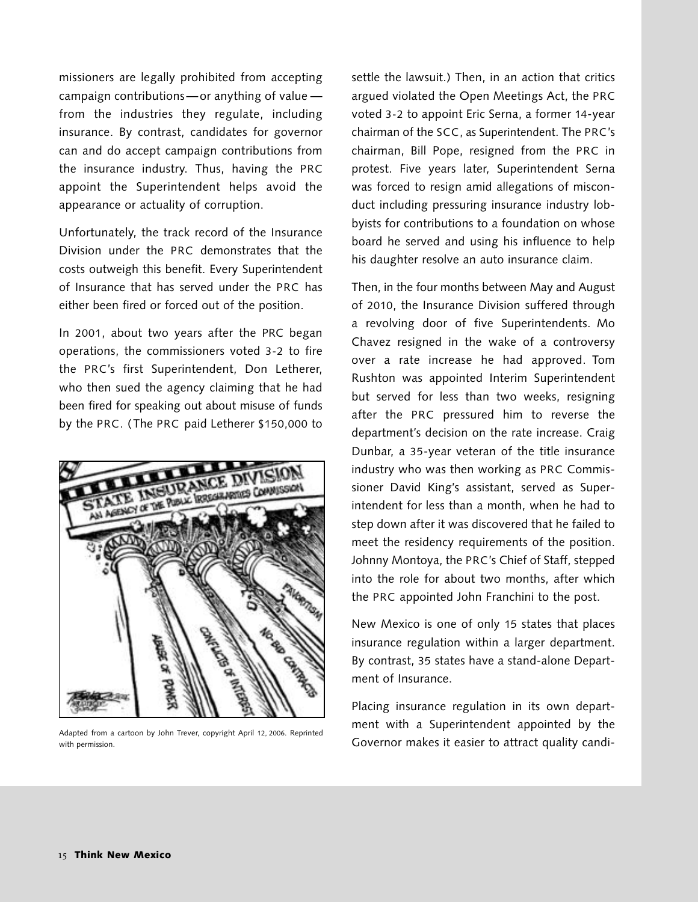missioners are legally prohibited from accepting campaign contributions — or anything of value — from the industries they regulate, including insurance. By contrast, candidates for governor can and do accept campaign contributions from the insurance industry. Thus, having the PRC appoint the Superintendent helps avoid the appearance or actuality of corruption.

Unfortunately, the track record of the Insurance Division under the PRC demonstrates that the costs outweigh this benefit. Every Superintendent of Insurance that has served under the PRC has either been fired or forced out of the position.

In 2001, about two years after the PRC began operations, the commissioners voted 3-2 to fire the PRC's first Superintendent, Don Letherer, who then sued the agency claiming that he had been fired for speaking out about misuse of funds by the PRC. (The PRC paid Letherer $150,000 to settle the lawsuit.) Then, in an action that critics argued violated the Open Meetings Act, the PRC voted 3-2 to appoint Eric Serna, a former 14-year chairman of the SCC, as Superintendent. The PRC's chairman, Bill Pope, resigned from the PRC in protest. Five years later, Superintendent Serna was forced to resign amid allegations of misconduct including pressuring insurance industry lobbyists for contributions to a foundation on whose board he served and using his influence to help his daughter resolve an auto insurance claim.

Adapted from a cartoon by John Trever, copyright April 12, 2006. Reprinted with permission.

Then, in the four months between May and August of 2010, the Insurance Division suffered through a revolving door of five Superintendents. Mo Chavez resigned in the wake of a controversy over a rate increase he had approved. Tom Rushton was appointed Interim Superintendent but served for less than two weeks, resigning after the PRC pressured him to reverse the department's decision on the rate increase. Craig Dunbar, a 35-year veteran of the title insurance industry who was then working as PRC Commissioner David King's assistant, served as Superintendent for less than a month, when he had to step down after it was discovered that he failed to meet the residency requirements of the position. Johnny Montoya, the PRC's Chief of Staff, stepped into the role for about two months, after which the PRC appointed John Franchini to the post.

New Mexico is one of only 15 states that places insurance regulation within a larger department. By contrast, 35 states have a stand-alone Department of Insurance.

Placing insurance regulation in its own department with a Superintendent appointed by the Governor makes it easier to attract quality candi-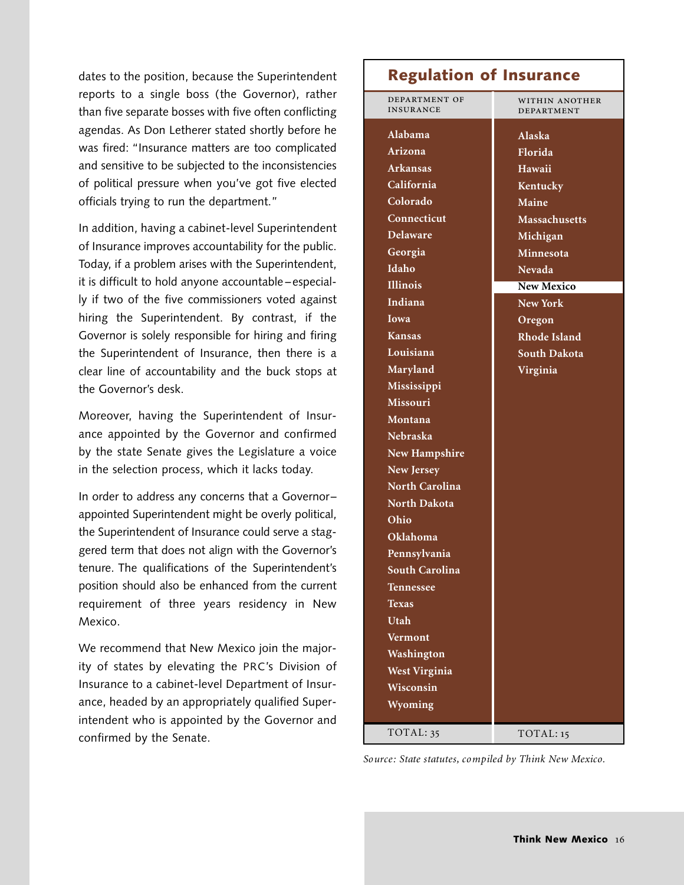dates to the position, because the Superintendent reports to a single boss (the Governor), rather than five separate bosses with five often conflicting agendas. As Don Letherer stated shortly before he was fired: "Insurance matters are too complicated and sensitive to be subjected to the inconsistencies of political pressure when you've got five elected officials trying to run the department."

In addition, having a cabinet-level Superintendent of Insurance improves accountability for the public. Today, if a problem arises with the Superintendent, it is difficult to hold anyone accountable–especially if two of the five commissioners voted against hiring the Superintendent. By contrast, if the Governor is solely responsible for hiring and firing the Superintendent of Insurance, then there is a clear line of accountability and the buck stops at the Governor's desk.

Moreover, having the Superintendent of Insurance appointed by the Governor and confirmed by the state Senate gives the Legislature a voice in the selection process, which it lacks today.

In order to address any concerns that a Governor–appointed Superintendent might be overly political, the Superintendent of Insurance could serve a staggered term that does not align with the Governor's tenure. The qualifications of the Superintendent's position should also be enhanced from the current requirement of three years residency in New Mexico.

We recommend that New Mexico join the majority of states by elevating the PRC's Division of Insurance to a cabinet-level Department of Insurance, headed by an appropriately qualified Superintendent who is appointed by the Governor and confirmed by the Senate.

## Regulation of Insurance

| Department of Insurance | Within Another Department |
|---|---|
| Alabama | Alaska |
| Arizona | Florida |
| Arkansas | Hawaii |
| California | Kentucky |
| Colorado | Maine |
| Connecticut | Massachusetts |
| Delaware | Michigan |
| Georgia | Minnesota |
| Idaho | Nevada |
| Illinois | **New Mexico** |
| Indiana | New York |
| Iowa | Oregon |
| Kansas | Rhode Island |
| Louisiana | South Dakota |
| Maryland | Virginia |
| Mississippi | |
| Missouri | |
| Montana | |
| Nebraska | |
| New Hampshire | |
| New Jersey | |
| North Carolina | |
| North Dakota | |
| Ohio | |
| Oklahoma | |
| Pennsylvania | |
| South Carolina | |
| Tennessee | |
| Texas | |
| Utah | |
| Vermont | |
| Washington | |
| West Virginia | |
| Wisconsin | |
| Wyoming | |
| TOTAL: 35 | TOTAL: 15 |

*Source: State statutes, compiled by Think New Mexico.*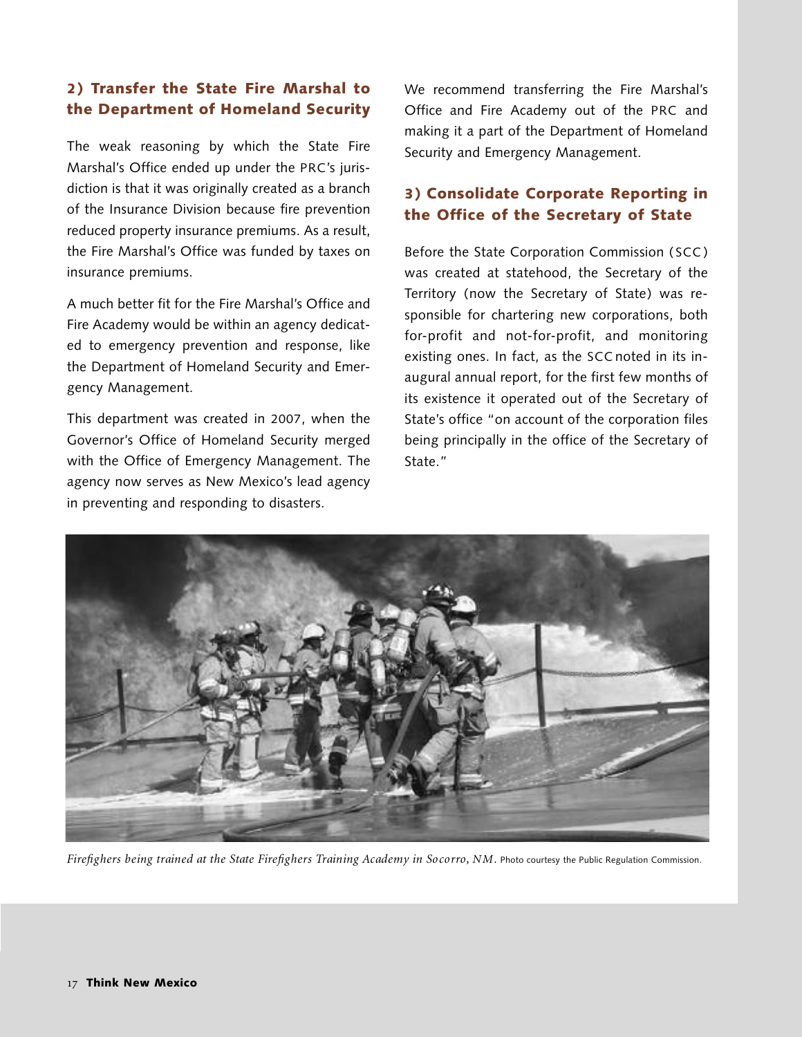## 2) Transfer the State Fire Marshal to the Department of Homeland Security

The weak reasoning by which the State Fire Marshal's Office ended up under the PRC's jurisdiction is that it was originally created as a branch of the Insurance Division because fire prevention reduced property insurance premiums. As a result, the Fire Marshal's Office was funded by taxes on insurance premiums.

A much better fit for the Fire Marshal's Office and Fire Academy would be within an agency dedicated to emergency prevention and response, like the Department of Homeland Security and Emergency Management.

This department was created in 2007, when the Governor's Office of Homeland Security merged with the Office of Emergency Management. The agency now serves as New Mexico's lead agency in preventing and responding to disasters.

We recommend transferring the Fire Marshal's Office and Fire Academy out of the PRC and making it a part of the Department of Homeland Security and Emergency Management.

## 3) Consolidate Corporate Reporting in the Office of the Secretary of State

Before the State Corporation Commission (SCC) was created at statehood, the Secretary of the Territory (now the Secretary of State) was responsible for chartering new corporations, both for-profit and not-for-profit, and monitoring existing ones. In fact, as the SCC noted in its inaugural annual report, for the first few months of its existence it operated out of the Secretary of State's office "on account of the corporation files being principally in the office of the Secretary of State."

*Firefighters being trained at the State Firefighters Training Academy in Socorro, NM.* Photo courtesy the Public Regulation Commission.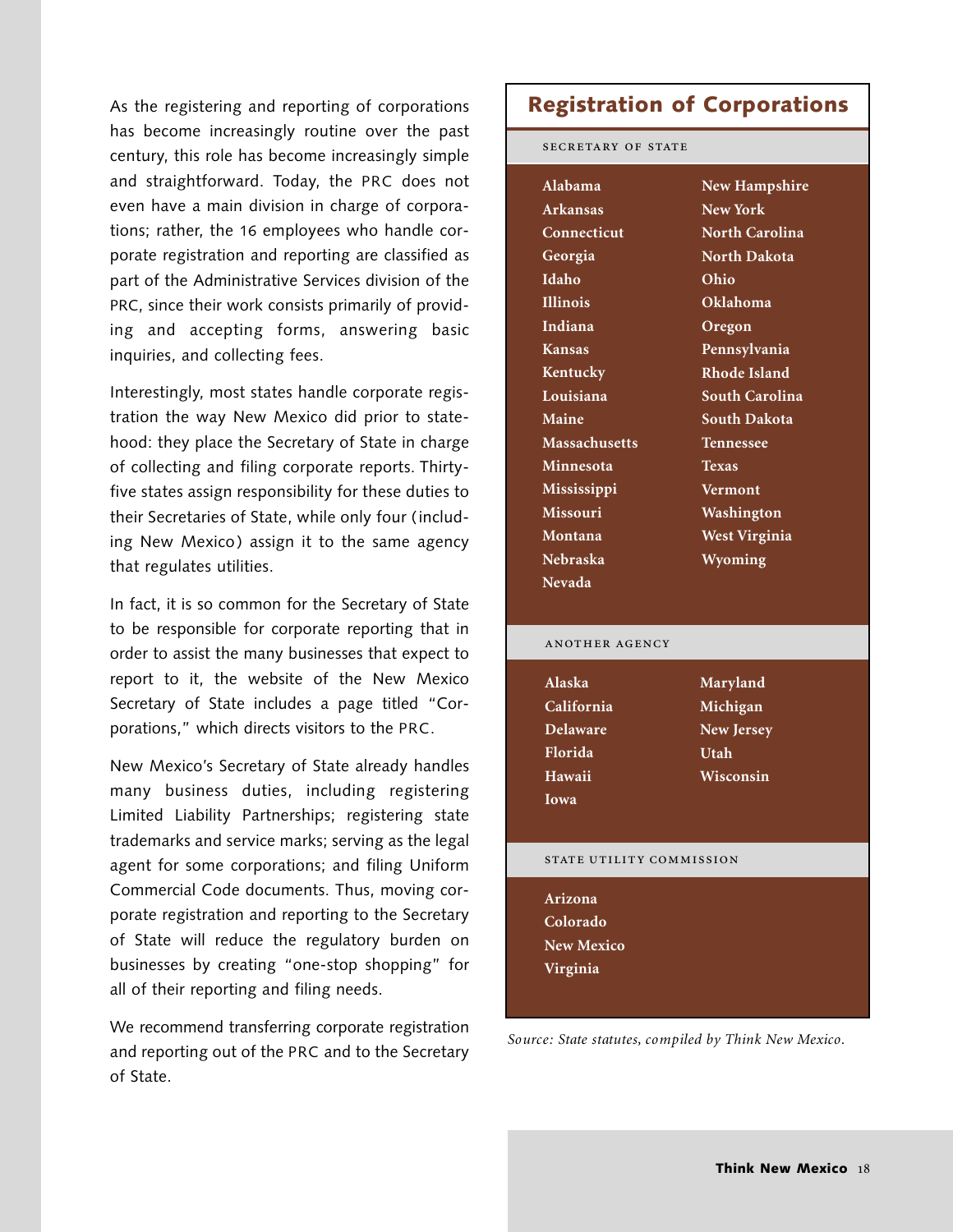As the registering and reporting of corporations has become increasingly routine over the past century, this role has become increasingly simple and straightforward. Today, the PRC does not even have a main division in charge of corporations; rather, the 16 employees who handle corporate registration and reporting are classified as part of the Administrative Services division of the PRC, since their work consists primarily of providing and accepting forms, answering basic inquiries, and collecting fees.

Interestingly, most states handle corporate registration the way New Mexico did prior to statehood: they place the Secretary of State in charge of collecting and filing corporate reports. Thirty-five states assign responsibility for these duties to their Secretaries of State, while only four (including New Mexico) assign it to the same agency that regulates utilities.

In fact, it is so common for the Secretary of State to be responsible for corporate reporting that in order to assist the many businesses that expect to report to it, the website of the New Mexico Secretary of State includes a page titled "Corporations," which directs visitors to the PRC.

New Mexico's Secretary of State already handles many business duties, including registering Limited Liability Partnerships; registering state trademarks and service marks; serving as the legal agent for some corporations; and filing Uniform Commercial Code documents. Thus, moving corporate registration and reporting to the Secretary of State will reduce the regulatory burden on businesses by creating "one-stop shopping" for all of their reporting and filing needs.

We recommend transferring corporate registration and reporting out of the PRC and to the Secretary of State.

## Registration of Corporations

**SECRETARY OF STATE**

| | |
|---|---|
| Alabama | New Hampshire |
| Arkansas | New York |
| Connecticut | North Carolina |
| Georgia | North Dakota |
| Idaho | Ohio |
| Illinois | Oklahoma |
| Indiana | Oregon |
| Kansas | Pennsylvania |
| Kentucky | Rhode Island |
| Louisiana | South Carolina |
| Maine | South Dakota |
| Massachusetts | Tennessee |
| Minnesota | Texas |
| Mississippi | Vermont |
| Missouri | Washington |
| Montana | West Virginia |
| Nebraska | Wyoming |
| Nevada | |

**ANOTHER AGENCY**

| | |
|---|---|
| Alaska | Maryland |
| California | Michigan |
| Delaware | New Jersey |
| Florida | Utah |
| Hawaii | Wisconsin |
| Iowa | |

**STATE UTILITY COMMISSION**

- Arizona
- Colorado
- New Mexico
- Virginia

*Source: State statutes, compiled by Think New Mexico.*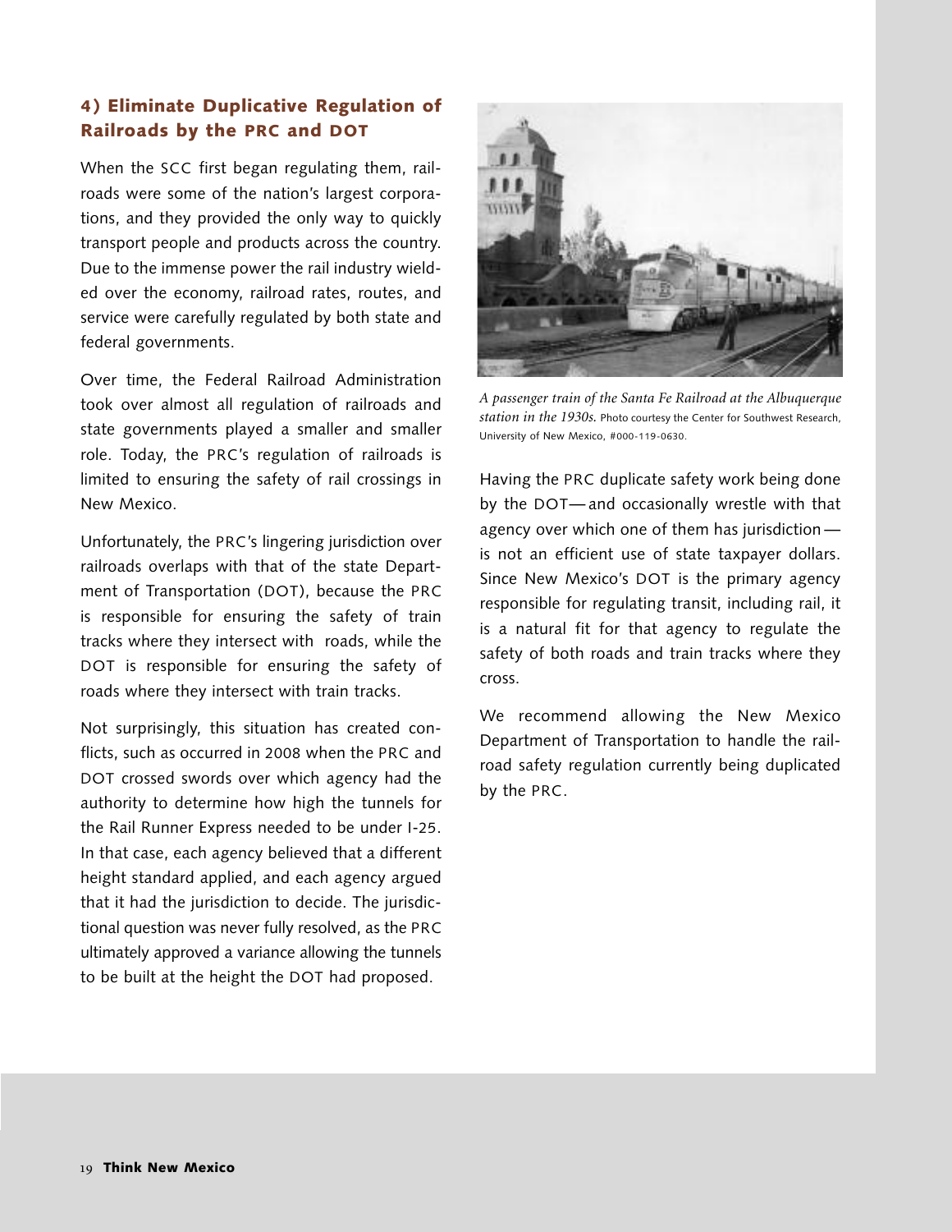## 4) Eliminate Duplicative Regulation of Railroads by the PRC and DOT

When the SCC first began regulating them, railroads were some of the nation's largest corporations, and they provided the only way to quickly transport people and products across the country. Due to the immense power the rail industry wielded over the economy, railroad rates, routes, and service were carefully regulated by both state and federal governments.

Over time, the Federal Railroad Administration took over almost all regulation of railroads and state governments played a smaller and smaller role. Today, the PRC's regulation of railroads is limited to ensuring the safety of rail crossings in New Mexico.

Unfortunately, the PRC's lingering jurisdiction over railroads overlaps with that of the state Department of Transportation (DOT), because the PRC is responsible for ensuring the safety of train tracks where they intersect with roads, while the DOT is responsible for ensuring the safety of roads where they intersect with train tracks.

Not surprisingly, this situation has created conflicts, such as occurred in 2008 when the PRC and DOT crossed swords over which agency had the authority to determine how high the tunnels for the Rail Runner Express needed to be under I-25. In that case, each agency believed that a different height standard applied, and each agency argued that it had the jurisdiction to decide. The jurisdictional question was never fully resolved, as the PRC ultimately approved a variance allowing the tunnels to be built at the height the DOT had proposed.

*A passenger train of the Santa Fe Railroad at the Albuquerque station in the 1930s.* Photo courtesy the Center for Southwest Research, University of New Mexico, #000-119-0630.

Having the PRC duplicate safety work being done by the DOT—and occasionally wrestle with that agency over which one of them has jurisdiction—is not an efficient use of state taxpayer dollars. Since New Mexico's DOT is the primary agency responsible for regulating transit, including rail, it is a natural fit for that agency to regulate the safety of both roads and train tracks where they cross.

We recommend allowing the New Mexico Department of Transportation to handle the railroad safety regulation currently being duplicated by the PRC.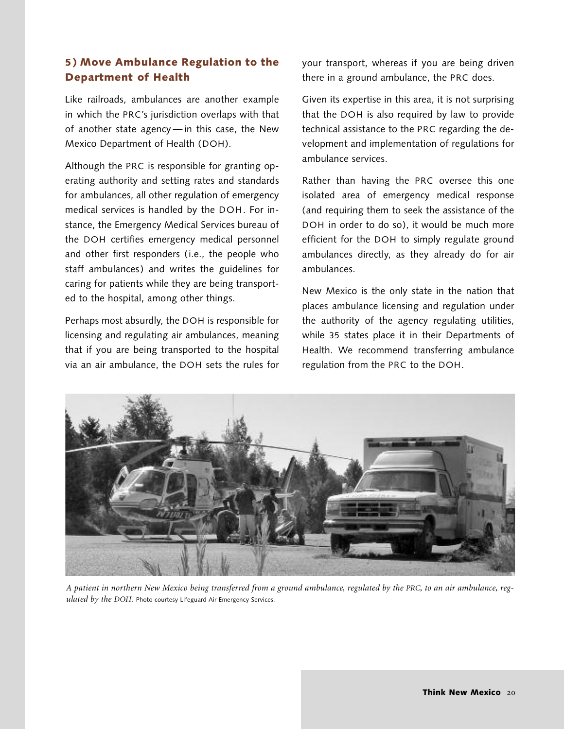## 5) Move Ambulance Regulation to the Department of Health

Like railroads, ambulances are another example in which the PRC's jurisdiction overlaps with that of another state agency — in this case, the New Mexico Department of Health (DOH).

Although the PRC is responsible for granting operating authority and setting rates and standards for ambulances, all other regulation of emergency medical services is handled by the DOH. For instance, the Emergency Medical Services bureau of the DOH certifies emergency medical personnel and other first responders (i.e., the people who staff ambulances) and writes the guidelines for caring for patients while they are being transported to the hospital, among other things.

Perhaps most absurdly, the DOH is responsible for licensing and regulating air ambulances, meaning that if you are being transported to the hospital via an air ambulance, the DOH sets the rules for your transport, whereas if you are being driven there in a ground ambulance, the PRC does.

Given its expertise in this area, it is not surprising that the DOH is also required by law to provide technical assistance to the PRC regarding the development and implementation of regulations for ambulance services.

Rather than having the PRC oversee this one isolated area of emergency medical response (and requiring them to seek the assistance of the DOH in order to do so), it would be much more efficient for the DOH to simply regulate ground ambulances directly, as they already do for air ambulances.

New Mexico is the only state in the nation that places ambulance licensing and regulation under the authority of the agency regulating utilities, while 35 states place it in their Departments of Health. We recommend transferring ambulance regulation from the PRC to the DOH.

*A patient in northern New Mexico being transferred from a ground ambulance, regulated by the PRC, to an air ambulance, regulated by the DOH.* Photo courtesy Lifeguard Air Emergency Services.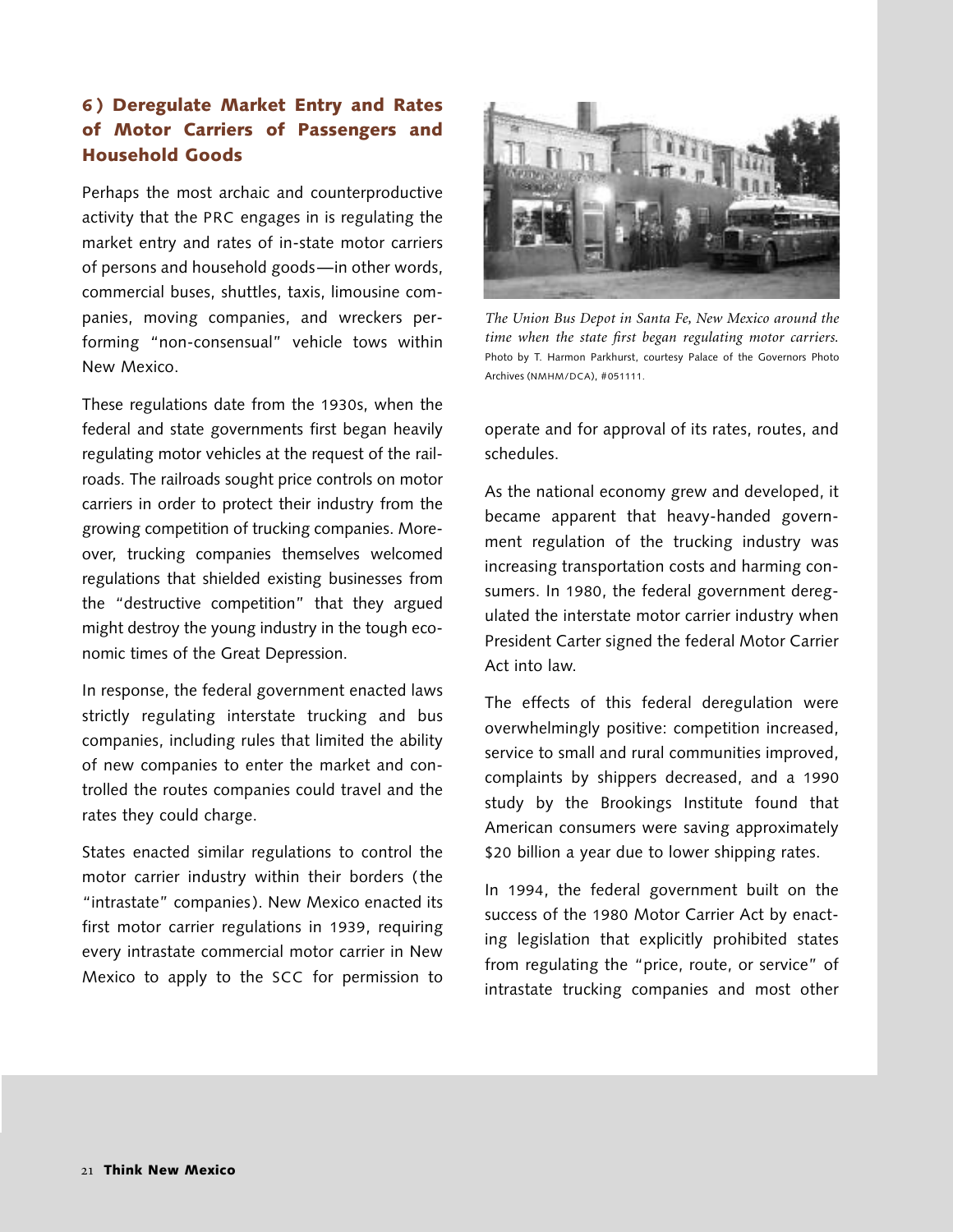## 6) Deregulate Market Entry and Rates of Motor Carriers of Passengers and Household Goods

Perhaps the most archaic and counterproductive activity that the PRC engages in is regulating the market entry and rates of in-state motor carriers of persons and household goods—in other words, commercial buses, shuttles, taxis, limousine companies, moving companies, and wreckers performing "non-consensual" vehicle tows within New Mexico.

These regulations date from the 1930s, when the federal and state governments first began heavily regulating motor vehicles at the request of the railroads. The railroads sought price controls on motor carriers in order to protect their industry from the growing competition of trucking companies. Moreover, trucking companies themselves welcomed regulations that shielded existing businesses from the "destructive competition" that they argued might destroy the young industry in the tough economic times of the Great Depression.

In response, the federal government enacted laws strictly regulating interstate trucking and bus companies, including rules that limited the ability of new companies to enter the market and controlled the routes companies could travel and the rates they could charge.

States enacted similar regulations to control the motor carrier industry within their borders (the "intrastate" companies). New Mexico enacted its first motor carrier regulations in 1939, requiring every intrastate commercial motor carrier in New Mexico to apply to the SCC for permission to operate and for approval of its rates, routes, and schedules.

*The Union Bus Depot in Santa Fe, New Mexico around the time when the state first began regulating motor carriers.* Photo by T. Harmon Parkhurst, courtesy Palace of the Governors Photo Archives (NMHM/DCA), #051111.

As the national economy grew and developed, it became apparent that heavy-handed government regulation of the trucking industry was increasing transportation costs and harming consumers. In 1980, the federal government deregulated the interstate motor carrier industry when President Carter signed the federal Motor Carrier Act into law.

The effects of this federal deregulation were overwhelmingly positive: competition increased, service to small and rural communities improved, complaints by shippers decreased, and a 1990 study by the Brookings Institute found that American consumers were saving approximately $20 billion a year due to lower shipping rates.

In 1994, the federal government built on the success of the 1980 Motor Carrier Act by enacting legislation that explicitly prohibited states from regulating the "price, route, or service" of intrastate trucking companies and most other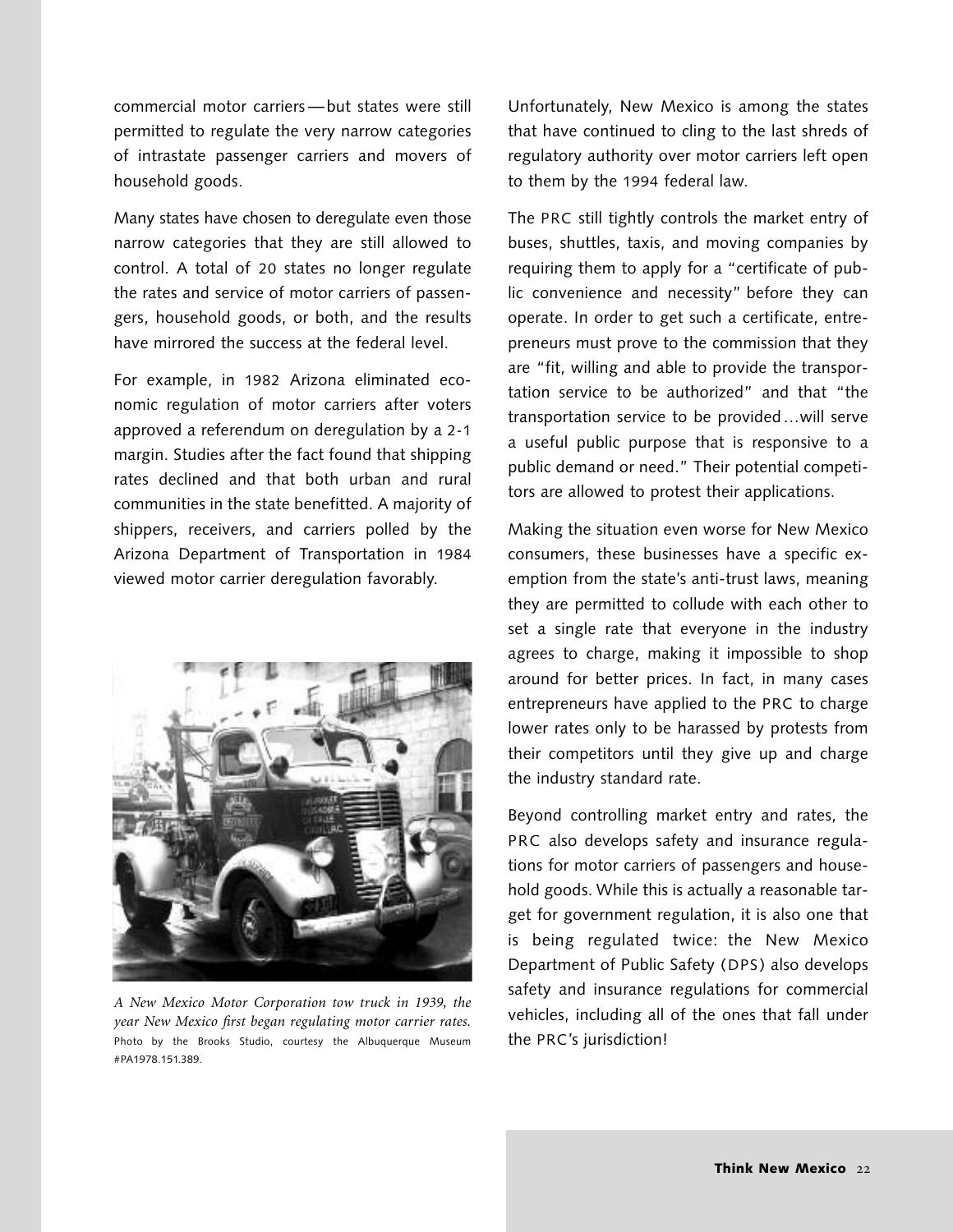commercial motor carriers—but states were still permitted to regulate the very narrow categories of intrastate passenger carriers and movers of household goods.

Many states have chosen to deregulate even those narrow categories that they are still allowed to control. A total of 20 states no longer regulate the rates and service of motor carriers of passengers, household goods, or both, and the results have mirrored the success at the federal level.

For example, in 1982 Arizona eliminated economic regulation of motor carriers after voters approved a referendum on deregulation by a 2-1 margin. Studies after the fact found that shipping rates declined and that both urban and rural communities in the state benefitted. A majority of shippers, receivers, and carriers polled by the Arizona Department of Transportation in 1984 viewed motor carrier deregulation favorably.

*A New Mexico Motor Corporation tow truck in 1939, the year New Mexico first began regulating motor carrier rates.* Photo by the Brooks Studio, courtesy the Albuquerque Museum #PA1978.151.389.

Unfortunately, New Mexico is among the states that have continued to cling to the last shreds of regulatory authority over motor carriers left open to them by the 1994 federal law.

The PRC still tightly controls the market entry of buses, shuttles, taxis, and moving companies by requiring them to apply for a "certificate of public convenience and necessity" before they can operate. In order to get such a certificate, entrepreneurs must prove to the commission that they are "fit, willing and able to provide the transportation service to be authorized" and that "the transportation service to be provided…will serve a useful public purpose that is responsive to a public demand or need." Their potential competitors are allowed to protest their applications.

Making the situation even worse for New Mexico consumers, these businesses have a specific exemption from the state's anti-trust laws, meaning they are permitted to collude with each other to set a single rate that everyone in the industry agrees to charge, making it impossible to shop around for better prices. In fact, in many cases entrepreneurs have applied to the PRC to charge lower rates only to be harassed by protests from their competitors until they give up and charge the industry standard rate.

Beyond controlling market entry and rates, the PRC also develops safety and insurance regulations for motor carriers of passengers and household goods. While this is actually a reasonable target for government regulation, it is also one that is being regulated twice: the New Mexico Department of Public Safety (DPS) also develops safety and insurance regulations for commercial vehicles, including all of the ones that fall under the PRC's jurisdiction!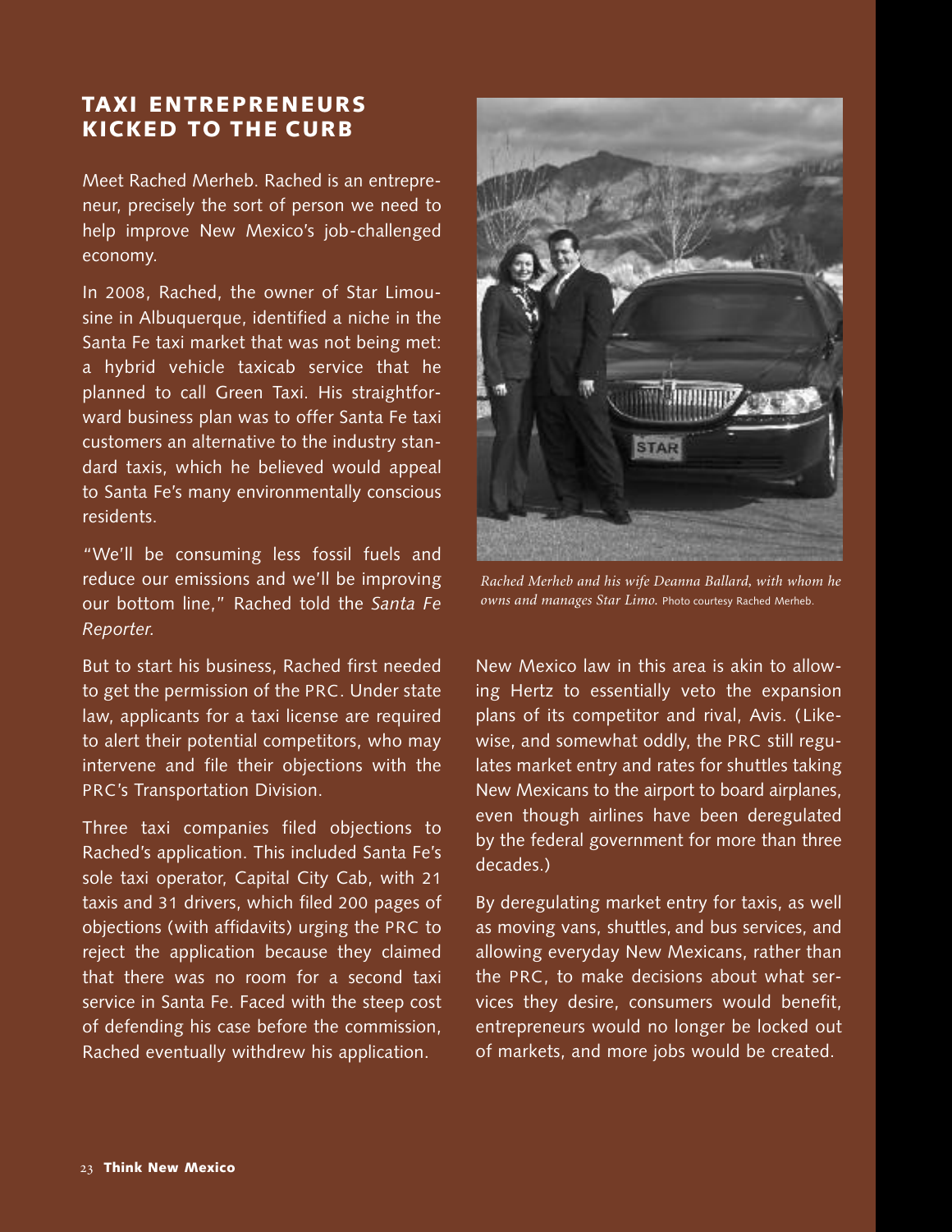## TAXI ENTREPRENEURS KICKED TO THE CURB

Meet Rached Merheb. Rached is an entrepreneur, precisely the sort of person we need to help improve New Mexico's job-challenged economy.

In 2008, Rached, the owner of Star Limousine in Albuquerque, identified a niche in the Santa Fe taxi market that was not being met: a hybrid vehicle taxicab service that he planned to call Green Taxi. His straightforward business plan was to offer Santa Fe taxi customers an alternative to the industry standard taxis, which he believed would appeal to Santa Fe's many environmentally conscious residents.

"We'll be consuming less fossil fuels and reduce our emissions and we'll be improving our bottom line," Rached told the *Santa Fe Reporter.*

But to start his business, Rached first needed to get the permission of the PRC. Under state law, applicants for a taxi license are required to alert their potential competitors, who may intervene and file their objections with the PRC's Transportation Division.

Three taxi companies filed objections to Rached's application. This included Santa Fe's sole taxi operator, Capital City Cab, with 21 taxis and 31 drivers, which filed 200 pages of objections (with affidavits) urging the PRC to reject the application because they claimed that there was no room for a second taxi service in Santa Fe. Faced with the steep cost of defending his case before the commission, Rached eventually withdrew his application.

*Rached Merheb and his wife Deanna Ballard, with whom he owns and manages Star Limo.* Photo courtesy Rached Merheb.

New Mexico law in this area is akin to allowing Hertz to essentially veto the expansion plans of its competitor and rival, Avis. (Likewise, and somewhat oddly, the PRC still regulates market entry and rates for shuttles taking New Mexicans to the airport to board airplanes, even though airlines have been deregulated by the federal government for more than three decades.)

By deregulating market entry for taxis, as well as moving vans, shuttles, and bus services, and allowing everyday New Mexicans, rather than the PRC, to make decisions about what services they desire, consumers would benefit, entrepreneurs would no longer be locked out of markets, and more jobs would be created.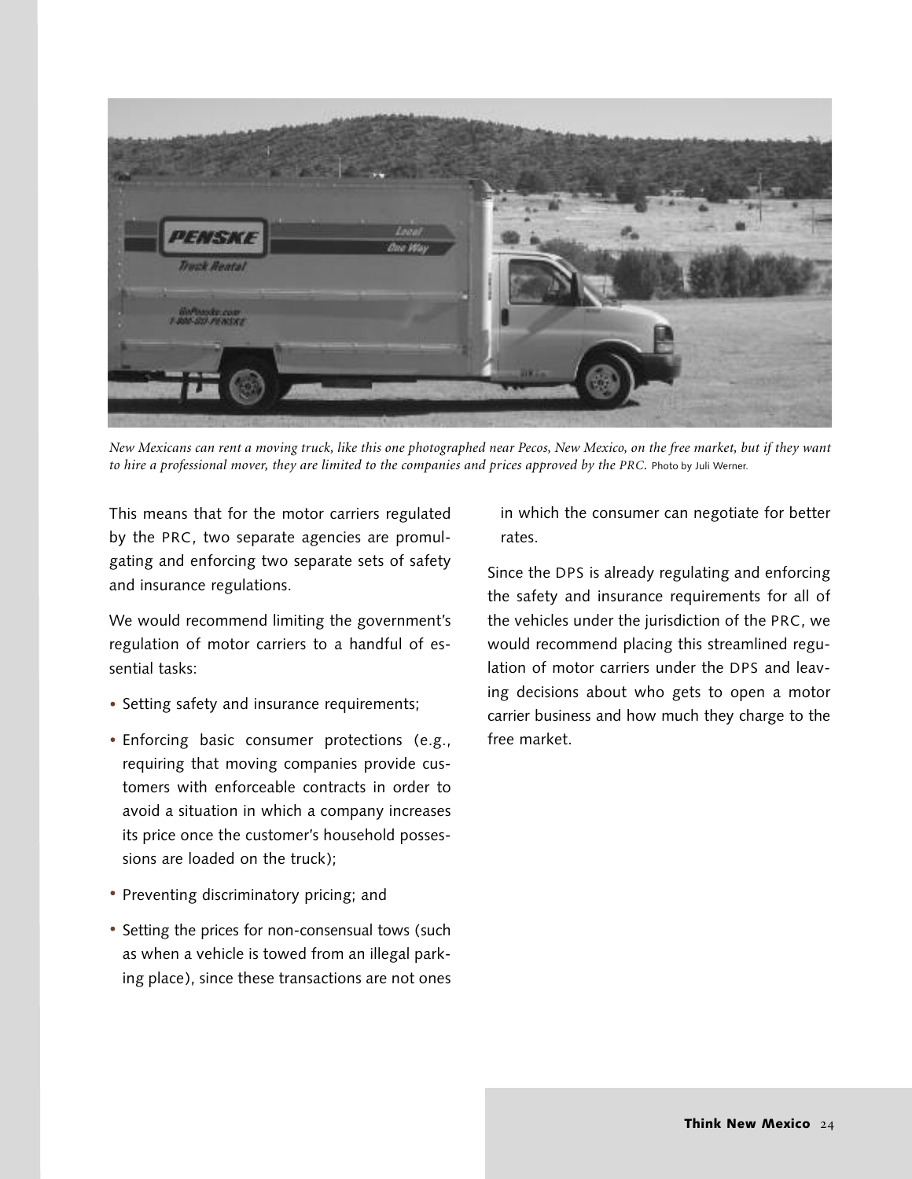*New Mexicans can rent a moving truck, like this one photographed near Pecos, New Mexico, on the free market, but if they want to hire a professional mover, they are limited to the companies and prices approved by the PRC.* Photo by Juli Werner.

This means that for the motor carriers regulated by the PRC, two separate agencies are promulgating and enforcing two separate sets of safety and insurance regulations.

We would recommend limiting the government's regulation of motor carriers to a handful of essential tasks:

- Setting safety and insurance requirements;
- Enforcing basic consumer protections (e.g., requiring that moving companies provide customers with enforceable contracts in order to avoid a situation in which a company increases its price once the customer's household possessions are loaded on the truck);
- Preventing discriminatory pricing; and
- Setting the prices for non-consensual tows (such as when a vehicle is towed from an illegal parking place), since these transactions are not ones in which the consumer can negotiate for better rates.

Since the DPS is already regulating and enforcing the safety and insurance requirements for all of the vehicles under the jurisdiction of the PRC, we would recommend placing this streamlined regulation of motor carriers under the DPS and leaving decisions about who gets to open a motor carrier business and how much they charge to the free market.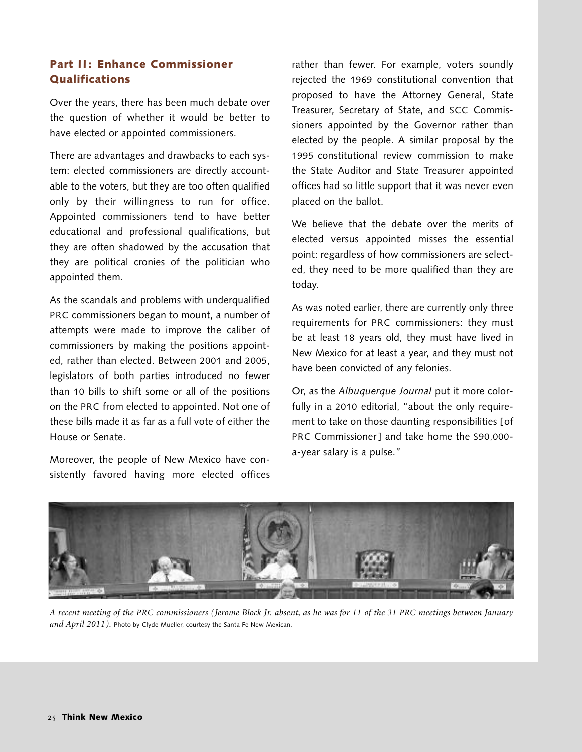## Part II: Enhance Commissioner Qualifications

Over the years, there has been much debate over the question of whether it would be better to have elected or appointed commissioners.

There are advantages and drawbacks to each system: elected commissioners are directly accountable to the voters, but they are too often qualified only by their willingness to run for office. Appointed commissioners tend to have better educational and professional qualifications, but they are often shadowed by the accusation that they are political cronies of the politician who appointed them.

As the scandals and problems with underqualified PRC commissioners began to mount, a number of attempts were made to improve the caliber of commissioners by making the positions appointed, rather than elected. Between 2001 and 2005, legislators of both parties introduced no fewer than 10 bills to shift some or all of the positions on the PRC from elected to appointed. Not one of these bills made it as far as a full vote of either the House or Senate.

Moreover, the people of New Mexico have consistently favored having more elected offices rather than fewer. For example, voters soundly rejected the 1969 constitutional convention that proposed to have the Attorney General, State Treasurer, Secretary of State, and SCC Commissioners appointed by the Governor rather than elected by the people. A similar proposal by the 1995 constitutional review commission to make the State Auditor and State Treasurer appointed offices had so little support that it was never even placed on the ballot.

We believe that the debate over the merits of elected versus appointed misses the essential point: regardless of how commissioners are selected, they need to be more qualified than they are today.

As was noted earlier, there are currently only three requirements for PRC commissioners: they must be at least 18 years old, they must have lived in New Mexico for at least a year, and they must not have been convicted of any felonies.

Or, as the *Albuquerque Journal* put it more colorfully in a 2010 editorial, "about the only requirement to take on those daunting responsibilities [of PRC Commissioner] and take home the $90,000-a-year salary is a pulse."

*A recent meeting of the PRC commissioners (Jerome Block Jr. absent, as he was for 11 of the 31 PRC meetings between January and April 2011).* Photo by Clyde Mueller, courtesy the Santa Fe New Mexican.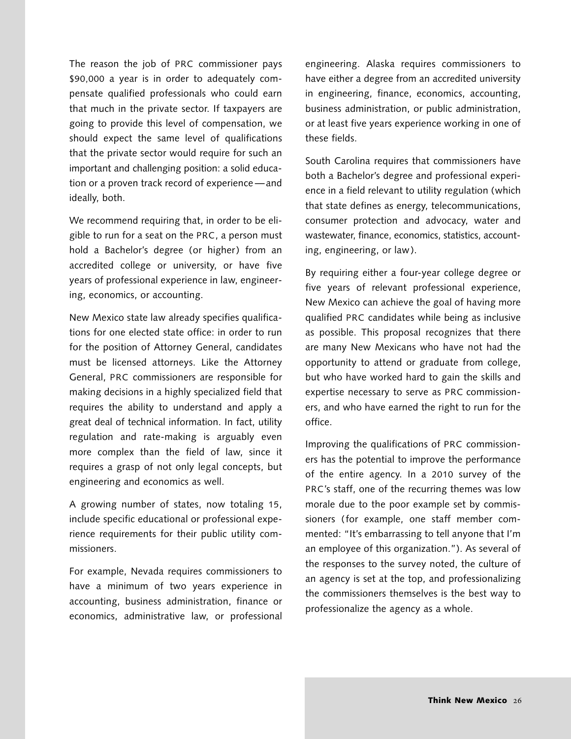The reason the job of PRC commissioner pays $90,000 a year is in order to adequately compensate qualified professionals who could earn that much in the private sector. If taxpayers are going to provide this level of compensation, we should expect the same level of qualifications that the private sector would require for such an important and challenging position: a solid education or a proven track record of experience—and ideally, both.

We recommend requiring that, in order to be eligible to run for a seat on the PRC, a person must hold a Bachelor's degree (or higher) from an accredited college or university, or have five years of professional experience in law, engineering, economics, or accounting.

New Mexico state law already specifies qualifications for one elected state office: in order to run for the position of Attorney General, candidates must be licensed attorneys. Like the Attorney General, PRC commissioners are responsible for making decisions in a highly specialized field that requires the ability to understand and apply a great deal of technical information. In fact, utility regulation and rate-making is arguably even more complex than the field of law, since it requires a grasp of not only legal concepts, but engineering and economics as well.

A growing number of states, now totaling 15, include specific educational or professional experience requirements for their public utility commissioners.

For example, Nevada requires commissioners to have a minimum of two years experience in accounting, business administration, finance or economics, administrative law, or professional engineering. Alaska requires commissioners to have either a degree from an accredited university in engineering, finance, economics, accounting, business administration, or public administration, or at least five years experience working in one of these fields.

South Carolina requires that commissioners have both a Bachelor's degree and professional experience in a field relevant to utility regulation (which that state defines as energy, telecommunications, consumer protection and advocacy, water and wastewater, finance, economics, statistics, accounting, engineering, or law).

By requiring either a four-year college degree or five years of relevant professional experience, New Mexico can achieve the goal of having more qualified PRC candidates while being as inclusive as possible. This proposal recognizes that there are many New Mexicans who have not had the opportunity to attend or graduate from college, but who have worked hard to gain the skills and expertise necessary to serve as PRC commissioners, and who have earned the right to run for the office.

Improving the qualifications of PRC commissioners has the potential to improve the performance of the entire agency. In a 2010 survey of the PRC's staff, one of the recurring themes was low morale due to the poor example set by commissioners (for example, one staff member commented: "It's embarrassing to tell anyone that I'm an employee of this organization."). As several of the responses to the survey noted, the culture of an agency is set at the top, and professionalizing the commissioners themselves is the best way to professionalize the agency as a whole.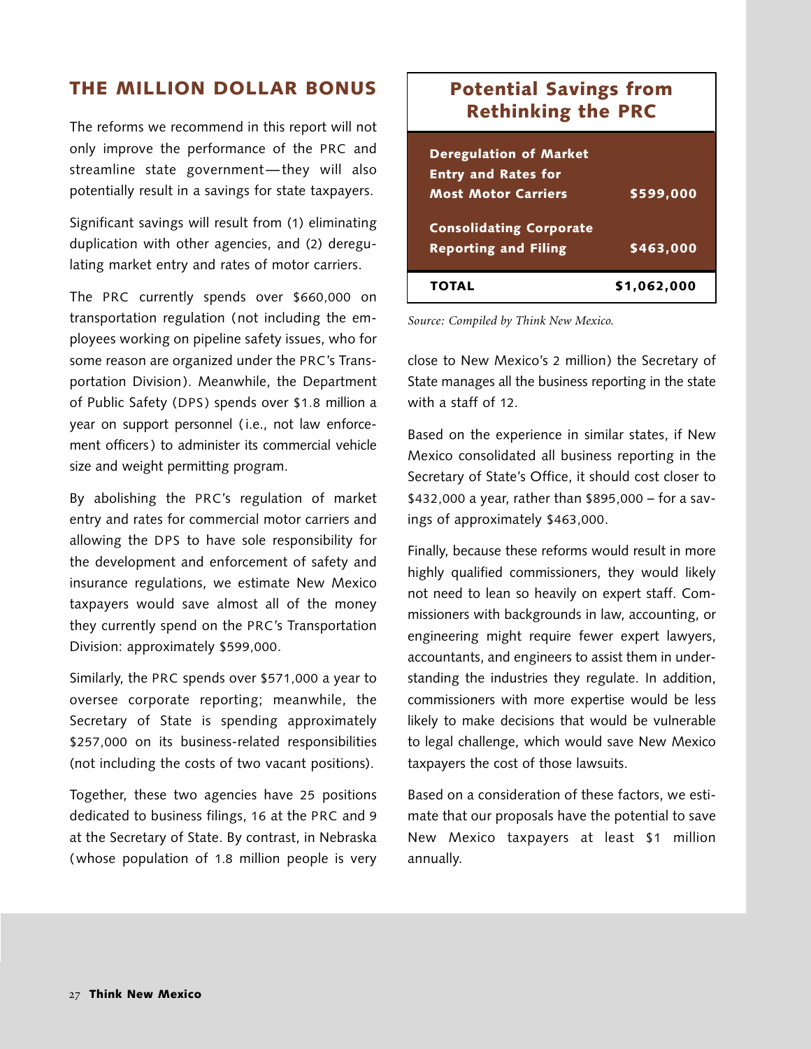## THE MILLION DOLLAR BONUS

The reforms we recommend in this report will not only improve the performance of the PRC and streamline state government—they will also potentially result in a savings for state taxpayers.

Significant savings will result from (1) eliminating duplication with other agencies, and (2) deregulating market entry and rates of motor carriers.

The PRC currently spends over $660,000 on transportation regulation (not including the employees working on pipeline safety issues, who for some reason are organized under the PRC's Transportation Division). Meanwhile, the Department of Public Safety (DPS) spends over $1.8 million a year on support personnel (i.e., not law enforcement officers) to administer its commercial vehicle size and weight permitting program.

By abolishing the PRC's regulation of market entry and rates for commercial motor carriers and allowing the DPS to have sole responsibility for the development and enforcement of safety and insurance regulations, we estimate New Mexico taxpayers would save almost all of the money they currently spend on the PRC's Transportation Division: approximately $599,000.

Similarly, the PRC spends over $571,000 a year to oversee corporate reporting; meanwhile, the Secretary of State is spending approximately $257,000 on its business-related responsibilities (not including the costs of two vacant positions).

Together, these two agencies have 25 positions dedicated to business filings, 16 at the PRC and 9 at the Secretary of State. By contrast, in Nebraska (whose population of 1.8 million people is very close to New Mexico's 2 million) the Secretary of State manages all the business reporting in the state with a staff of 12.

Based on the experience in similar states, if New Mexico consolidated all business reporting in the Secretary of State's Office, it should cost closer to $432,000 a year, rather than $895,000 – for a savings of approximately $463,000.

Finally, because these reforms would result in more highly qualified commissioners, they would likely not need to lean so heavily on expert staff. Commissioners with backgrounds in law, accounting, or engineering might require fewer expert lawyers, accountants, and engineers to assist them in understanding the industries they regulate. In addition, commissioners with more expertise would be less likely to make decisions that would be vulnerable to legal challenge, which would save New Mexico taxpayers the cost of those lawsuits.

Based on a consideration of these factors, we estimate that our proposals have the potential to save New Mexico taxpayers at least $1 million annually.

### Potential Savings from Rethinking the PRC

| | |
|---|---|
| Deregulation of Market Entry and Rates for Most Motor Carriers | $599,000 |
| Consolidating Corporate Reporting and Filing | $463,000 |
| **TOTAL** | **$1,062,000** |

*Source: Compiled by Think New Mexico.*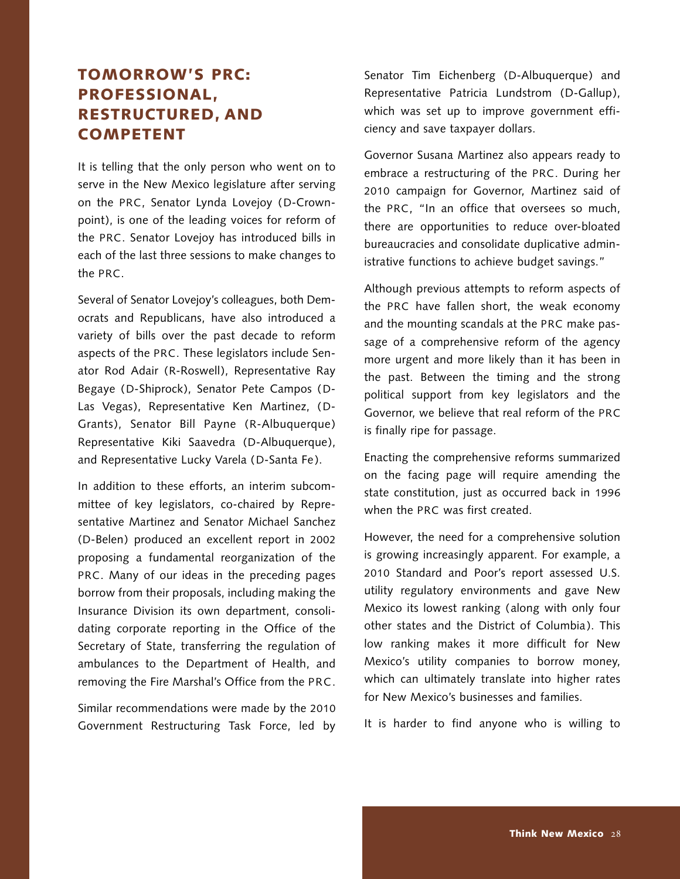## TOMORROW'S PRC: PROFESSIONAL, RESTRUCTURED, AND COMPETENT

It is telling that the only person who went on to serve in the New Mexico legislature after serving on the PRC, Senator Lynda Lovejoy (D-Crownpoint), is one of the leading voices for reform of the PRC. Senator Lovejoy has introduced bills in each of the last three sessions to make changes to the PRC.

Several of Senator Lovejoy's colleagues, both Democrats and Republicans, have also introduced a variety of bills over the past decade to reform aspects of the PRC. These legislators include Senator Rod Adair (R-Roswell), Representative Ray Begaye (D-Shiprock), Senator Pete Campos (D-Las Vegas), Representative Ken Martinez, (D-Grants), Senator Bill Payne (R-Albuquerque) Representative Kiki Saavedra (D-Albuquerque), and Representative Lucky Varela (D-Santa Fe).

In addition to these efforts, an interim subcommittee of key legislators, co-chaired by Representative Martinez and Senator Michael Sanchez (D-Belen) produced an excellent report in 2002 proposing a fundamental reorganization of the PRC. Many of our ideas in the preceding pages borrow from their proposals, including making the Insurance Division its own department, consolidating corporate reporting in the Office of the Secretary of State, transferring the regulation of ambulances to the Department of Health, and removing the Fire Marshal's Office from the PRC.

Similar recommendations were made by the 2010 Government Restructuring Task Force, led by Senator Tim Eichenberg (D-Albuquerque) and Representative Patricia Lundstrom (D-Gallup), which was set up to improve government efficiency and save taxpayer dollars.

Governor Susana Martinez also appears ready to embrace a restructuring of the PRC. During her 2010 campaign for Governor, Martinez said of the PRC, "In an office that oversees so much, there are opportunities to reduce over-bloated bureaucracies and consolidate duplicative administrative functions to achieve budget savings."

Although previous attempts to reform aspects of the PRC have fallen short, the weak economy and the mounting scandals at the PRC make passage of a comprehensive reform of the agency more urgent and more likely than it has been in the past. Between the timing and the strong political support from key legislators and the Governor, we believe that real reform of the PRC is finally ripe for passage.

Enacting the comprehensive reforms summarized on the facing page will require amending the state constitution, just as occurred back in 1996 when the PRC was first created.

However, the need for a comprehensive solution is growing increasingly apparent. For example, a 2010 Standard and Poor's report assessed U.S. utility regulatory environments and gave New Mexico its lowest ranking (along with only four other states and the District of Columbia). This low ranking makes it more difficult for New Mexico's utility companies to borrow money, which can ultimately translate into higher rates for New Mexico's businesses and families.

It is harder to find anyone who is willing to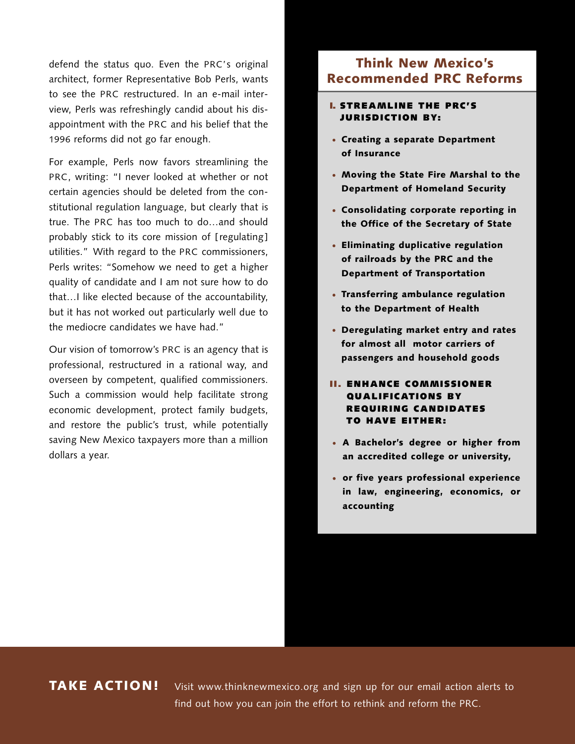defend the status quo. Even the PRC's original architect, former Representative Bob Perls, wants to see the PRC restructured. In an e-mail interview, Perls was refreshingly candid about his disappointment with the PRC and his belief that the 1996 reforms did not go far enough.

For example, Perls now favors streamlining the PRC, writing: "I never looked at whether or not certain agencies should be deleted from the constitutional regulation language, but clearly that is true. The PRC has too much to do…and should probably stick to its core mission of [regulating] utilities." With regard to the PRC commissioners, Perls writes: "Somehow we need to get a higher quality of candidate and I am not sure how to do that…I like elected because of the accountability, but it has not worked out particularly well due to the mediocre candidates we have had."

Our vision of tomorrow's PRC is an agency that is professional, restructured in a rational way, and overseen by competent, qualified commissioners. Such a commission would help facilitate strong economic development, protect family budgets, and restore the public's trust, while potentially saving New Mexico taxpayers more than a million dollars a year.

## Think New Mexico's Recommended PRC Reforms

### I. STREAMLINE THE PRC'S JURISDICTION BY:

- **Creating a separate Department of Insurance**
- **Moving the State Fire Marshal to the Department of Homeland Security**
- **Consolidating corporate reporting in the Office of the Secretary of State**
- **Eliminating duplicative regulation of railroads by the PRC and the Department of Transportation**
- **Transferring ambulance regulation to the Department of Health**
- **Deregulating market entry and rates for almost all motor carriers of passengers and household goods**

### II. ENHANCE COMMISSIONER QUALIFICATIONS BY REQUIRING CANDIDATES TO HAVE EITHER:

- **A Bachelor's degree or higher from an accredited college or university,**
- **or five years professional experience in law, engineering, economics, or accounting**

**TAKE ACTION!** Visit www.thinknewmexico.org and sign up for our email action alerts to find out how you can join the effort to rethink and reform the PRC.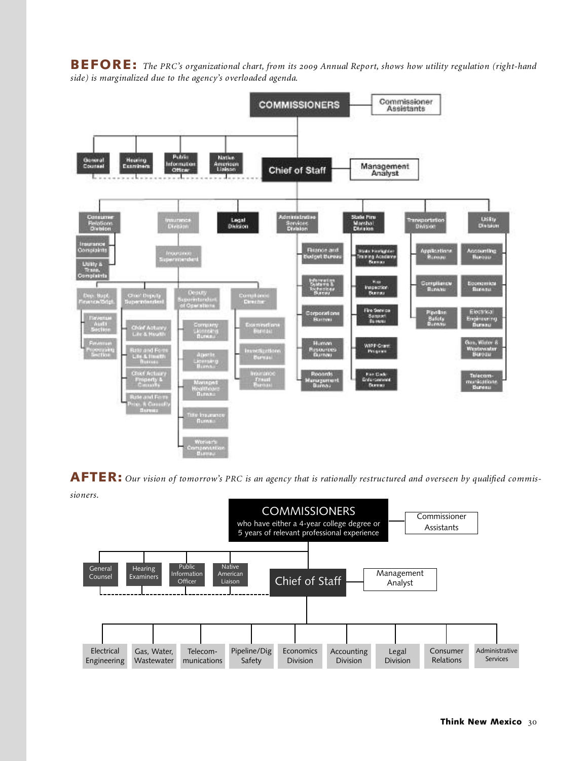**BEFORE:** *The PRC's organizational chart, from its 2009 Annual Report, shows how utility regulation (right-hand side) is marginalized due to the agency's overloaded agenda.*

- COMMISSIONERS
  - Commissioner Assistants
  - General Counsel
  - Hearing Examiners
  - Public Information Officer
  - Native American Liaison
  - Chief of Staff
    - Management Analyst
    - Consumer Relations Division
      - Insurance Complaints
      - Utility & Trans. Complaints
    - Insurance Division
      - Insurance Superintendent
        - Dep. Supt. Finance/Bdgt.
          - Revenue Audit Section
          - Revenue Processing Section
        - Chief Deputy Superintendent
          - Chief Actuary Life & Health
          - Rate and Form Life & Health Bureau
          - Chief Actuary Property & Casualty
          - Rate and Form Prop. & Casualty Bureau
        - Deputy Superintendent of Operations
          - Company Licensing Bureau
          - Agents Licensing Bureau
          - Managed Healthcare Bureau
          - Title Insurance Bureau
          - Worker's Compensation Bureau
        - Compliance Director
          - Examinations Bureau
          - Investigations Bureau
          - Insurance Fraud Bureau
    - Legal Division
    - Administrative Services Division
      - Finance and Budget Bureau
      - Information Systems & Technology Bureau
      - Corporations Bureau
      - Human Resources Bureau
      - Records Management Bureau
    - State Fire Marshal Division
      - State Firefighter Training Academy Bureau
      - Fire Inspection Bureau
      - Fire Service Support Bureau
      - WIPP Grant Program
      - Fire Code Enforcement Bureau
    - Transportation Division
      - Applications Bureau
      - Compliance Bureau
      - Pipeline Safety Bureau
    - Utility Division
      - Accounting Bureau
      - Economics Bureau
      - Electrical Engineering Bureau
      - Gas, Water & Wastewater Bureau
      - Telecommunications Bureau

**AFTER:** *Our vision of tomorrow's PRC is an agency that is rationally restructured and overseen by qualified commissioners.*

- COMMISSIONERS who have either a 4-year college degree or 5 years of relevant professional experience
  - Commissioner Assistants
  - General Counsel
  - Hearing Examiners
  - Public Information Officer
  - Native American Liaison
  - Chief of Staff
    - Management Analyst
    - Electrical Engineering
    - Gas, Water, Wastewater
    - Telecommunications
    - Pipeline/Dig Safety
    - Economics Division
    - Accounting Division
    - Legal Division
    - Consumer Relations
    - Administrative Services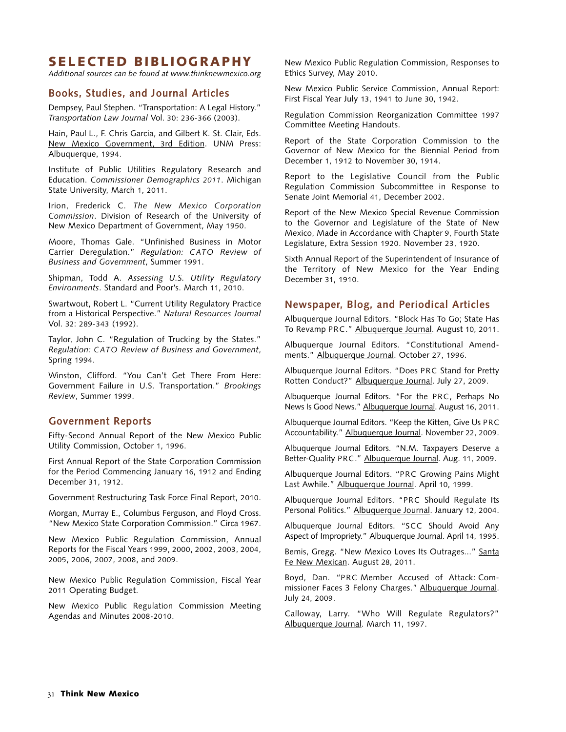# SELECTED BIBLIOGRAPHY

*Additional sources can be found at www.thinknewmexico.org*

## Books, Studies, and Journal Articles

Dempsey, Paul Stephen. "Transportation: A Legal History." *Transportation Law Journal* Vol. 30: 236-366 (2003).

Hain, Paul L., F. Chris Garcia, and Gilbert K. St. Clair, Eds. New Mexico Government, 3rd Edition. UNM Press: Albuquerque, 1994.

Institute of Public Utilities Regulatory Research and Education. *Commissioner Demographics 2011*. Michigan State University, March 1, 2011.

Irion, Frederick C. *The New Mexico Corporation Commission*. Division of Research of the University of New Mexico Department of Government, May 1950.

Moore, Thomas Gale. "Unfinished Business in Motor Carrier Deregulation." *Regulation: CATO Review of Business and Government*, Summer 1991.

Shipman, Todd A. *Assessing U.S. Utility Regulatory Environments*. Standard and Poor's. March 11, 2010.

Swartwout, Robert L. "Current Utility Regulatory Practice from a Historical Perspective." *Natural Resources Journal* Vol. 32: 289-343 (1992).

Taylor, John C. "Regulation of Trucking by the States." *Regulation: CATO Review of Business and Government*, Spring 1994.

Winston, Clifford. "You Can't Get There From Here: Government Failure in U.S. Transportation." *Brookings Review*, Summer 1999.

## Government Reports

Fifty-Second Annual Report of the New Mexico Public Utility Commission, October 1, 1996.

First Annual Report of the State Corporation Commission for the Period Commencing January 16, 1912 and Ending December 31, 1912.

Government Restructuring Task Force Final Report, 2010.

Morgan, Murray E., Columbus Ferguson, and Floyd Cross. "New Mexico State Corporation Commission." Circa 1967.

New Mexico Public Regulation Commission, Annual Reports for the Fiscal Years 1999, 2000, 2002, 2003, 2004, 2005, 2006, 2007, 2008, and 2009.

New Mexico Public Regulation Commission, Fiscal Year 2011 Operating Budget.

New Mexico Public Regulation Commission Meeting Agendas and Minutes 2008-2010.

New Mexico Public Regulation Commission, Responses to Ethics Survey, May 2010.

New Mexico Public Service Commission, Annual Report: First Fiscal Year July 13, 1941 to June 30, 1942.

Regulation Commission Reorganization Committee 1997 Committee Meeting Handouts.

Report of the State Corporation Commission to the Governor of New Mexico for the Biennial Period from December 1, 1912 to November 30, 1914.

Report to the Legislative Council from the Public Regulation Commission Subcommittee in Response to Senate Joint Memorial 41, December 2002.

Report of the New Mexico Special Revenue Commission to the Governor and Legislature of the State of New Mexico, Made in Accordance with Chapter 9, Fourth State Legislature, Extra Session 1920. November 23, 1920.

Sixth Annual Report of the Superintendent of Insurance of the Territory of New Mexico for the Year Ending December 31, 1910.

## Newspaper, Blog, and Periodical Articles

Albuquerque Journal Editors. "Block Has To Go; State Has To Revamp PRC." Albuquerque Journal. August 10, 2011.

Albuquerque Journal Editors. "Constitutional Amendments." Albuquerque Journal. October 27, 1996.

Albuquerque Journal Editors. "Does PRC Stand for Pretty Rotten Conduct?" Albuquerque Journal. July 27, 2009.

Albuquerque Journal Editors. "For the PRC, Perhaps No News Is Good News." Albuquerque Journal. August 16, 2011.

Albuquerque Journal Editors. "Keep the Kitten, Give Us PRC Accountability." Albuquerque Journal. November 22, 2009.

Albuquerque Journal Editors. "N.M. Taxpayers Deserve a Better-Quality PRC." Albuquerque Journal. Aug. 11, 2009.

Albuquerque Journal Editors. "PRC Growing Pains Might Last Awhile." Albuquerque Journal. April 10, 1999.

Albuquerque Journal Editors. "PRC Should Regulate Its Personal Politics." Albuquerque Journal. January 12, 2004.

Albuquerque Journal Editors. "SCC Should Avoid Any Aspect of Impropriety." Albuquerque Journal. April 14, 1995.

Bemis, Gregg. "New Mexico Loves Its Outrages..." Santa Fe New Mexican. August 28, 2011.

Boyd, Dan. "PRC Member Accused of Attack: Commissioner Faces 3 Felony Charges." Albuquerque Journal. July 24, 2009.

Calloway, Larry. "Who Will Regulate Regulators?" Albuquerque Journal. March 11, 1997.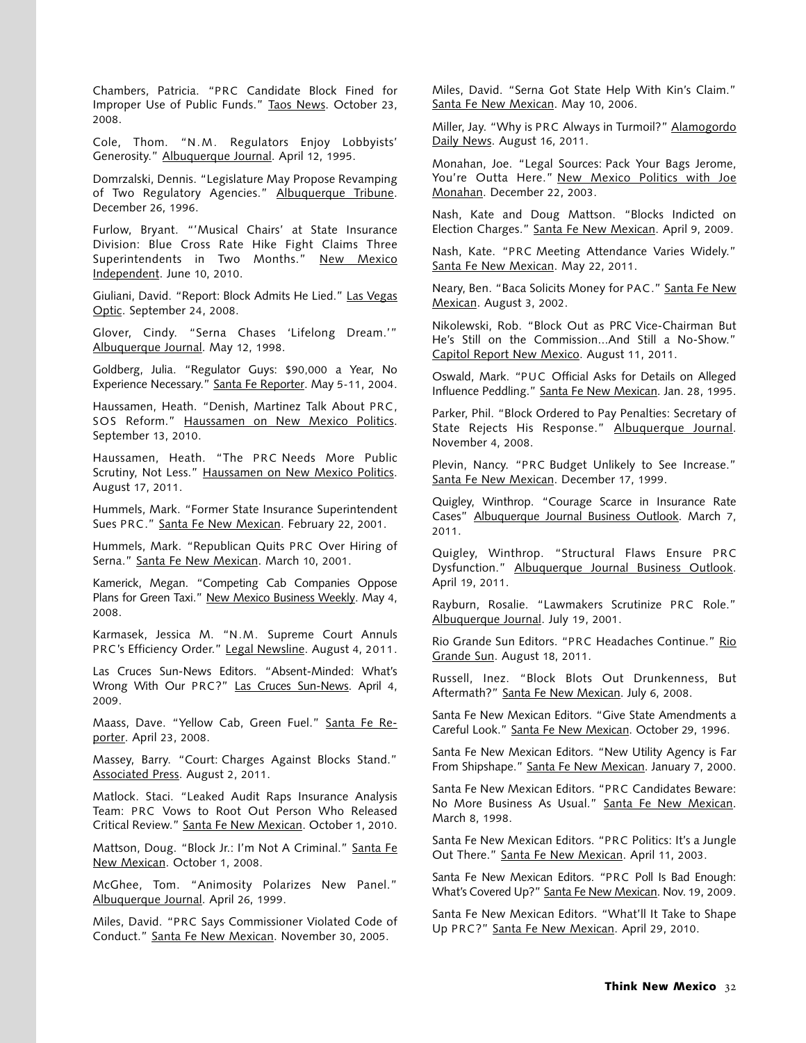Chambers, Patricia. "PRC Candidate Block Fined for Improper Use of Public Funds." Taos News. October 23, 2008.

Cole, Thom. "N.M. Regulators Enjoy Lobbyists' Generosity." Albuquerque Journal. April 12, 1995.

Domrzalski, Dennis. "Legislature May Propose Revamping of Two Regulatory Agencies." Albuquerque Tribune. December 26, 1996.

Furlow, Bryant. "'Musical Chairs' at State Insurance Division: Blue Cross Rate Hike Fight Claims Three Superintendents in Two Months." New Mexico Independent. June 10, 2010.

Giuliani, David. "Report: Block Admits He Lied." Las Vegas Optic. September 24, 2008.

Glover, Cindy. "Serna Chases 'Lifelong Dream.'" Albuquerque Journal. May 12, 1998.

Goldberg, Julia. "Regulator Guys: $90,000 a Year, No Experience Necessary." Santa Fe Reporter. May 5-11, 2004.

Haussamen, Heath. "Denish, Martinez Talk About PRC, SOS Reform." Haussamen on New Mexico Politics. September 13, 2010.

Haussamen, Heath. "The PRC Needs More Public Scrutiny, Not Less." Haussamen on New Mexico Politics. August 17, 2011.

Hummels, Mark. "Former State Insurance Superintendent Sues PRC." Santa Fe New Mexican. February 22, 2001.

Hummels, Mark. "Republican Quits PRC Over Hiring of Serna." Santa Fe New Mexican. March 10, 2001.

Kamerick, Megan. "Competing Cab Companies Oppose Plans for Green Taxi." New Mexico Business Weekly. May 4, 2008.

Karmasek, Jessica M. "N.M. Supreme Court Annuls PRC's Efficiency Order." Legal Newsline. August 4, 2011.

Las Cruces Sun-News Editors. "Absent-Minded: What's Wrong With Our PRC?" Las Cruces Sun-News. April 4, 2009.

Maass, Dave. "Yellow Cab, Green Fuel." Santa Fe Reporter. April 23, 2008.

Massey, Barry. "Court: Charges Against Blocks Stand." Associated Press. August 2, 2011.

Matlock. Staci. "Leaked Audit Raps Insurance Analysis Team: PRC Vows to Root Out Person Who Released Critical Review." Santa Fe New Mexican. October 1, 2010.

Mattson, Doug. "Block Jr.: I'm Not A Criminal." Santa Fe New Mexican. October 1, 2008.

McGhee, Tom. "Animosity Polarizes New Panel." Albuquerque Journal. April 26, 1999.

Miles, David. "PRC Says Commissioner Violated Code of Conduct." Santa Fe New Mexican. November 30, 2005.

Miles, David. "Serna Got State Help With Kin's Claim." Santa Fe New Mexican. May 10, 2006.

Miller, Jay. "Why is PRC Always in Turmoil?" Alamogordo Daily News. August 16, 2011.

Monahan, Joe. "Legal Sources: Pack Your Bags Jerome, You're Outta Here." New Mexico Politics with Joe Monahan. December 22, 2003.

Nash, Kate and Doug Mattson. "Blocks Indicted on Election Charges." Santa Fe New Mexican. April 9, 2009.

Nash, Kate. "PRC Meeting Attendance Varies Widely." Santa Fe New Mexican. May 22, 2011.

Neary, Ben. "Baca Solicits Money for PAC." Santa Fe New Mexican. August 3, 2002.

Nikolewski, Rob. "Block Out as PRC Vice-Chairman But He's Still on the Commission...And Still a No-Show." Capitol Report New Mexico. August 11, 2011.

Oswald, Mark. "PUC Official Asks for Details on Alleged Influence Peddling." Santa Fe New Mexican. Jan. 28, 1995.

Parker, Phil. "Block Ordered to Pay Penalties: Secretary of State Rejects His Response." Albuquerque Journal. November 4, 2008.

Plevin, Nancy. "PRC Budget Unlikely to See Increase." Santa Fe New Mexican. December 17, 1999.

Quigley, Winthrop. "Courage Scarce in Insurance Rate Cases" Albuquerque Journal Business Outlook. March 7, 2011.

Quigley, Winthrop. "Structural Flaws Ensure PRC Dysfunction." Albuquerque Journal Business Outlook. April 19, 2011.

Rayburn, Rosalie. "Lawmakers Scrutinize PRC Role." Albuquerque Journal. July 19, 2001.

Rio Grande Sun Editors. "PRC Headaches Continue." Rio Grande Sun. August 18, 2011.

Russell, Inez. "Block Blots Out Drunkenness, But Aftermath?" Santa Fe New Mexican. July 6, 2008.

Santa Fe New Mexican Editors. "Give State Amendments a Careful Look." Santa Fe New Mexican. October 29, 1996.

Santa Fe New Mexican Editors. "New Utility Agency is Far From Shipshape." Santa Fe New Mexican. January 7, 2000.

Santa Fe New Mexican Editors. "PRC Candidates Beware: No More Business As Usual." Santa Fe New Mexican. March 8, 1998.

Santa Fe New Mexican Editors. "PRC Politics: It's a Jungle Out There." Santa Fe New Mexican. April 11, 2003.

Santa Fe New Mexican Editors. "PRC Poll Is Bad Enough: What's Covered Up?" Santa Fe New Mexican. Nov. 19, 2009.

Santa Fe New Mexican Editors. "What'll It Take to Shape Up PRC?" Santa Fe New Mexican. April 29, 2010.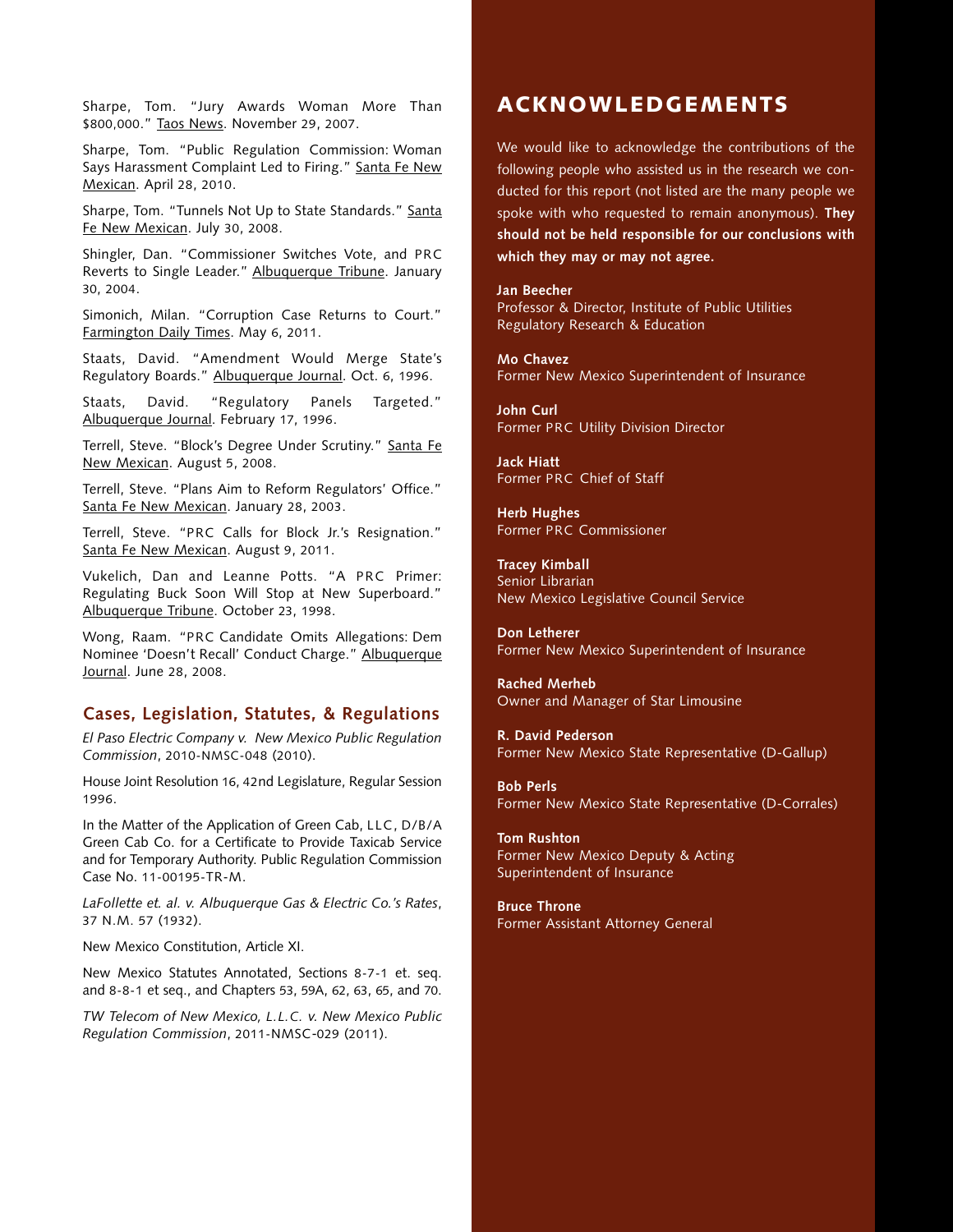Sharpe, Tom. "Jury Awards Woman More Than $800,000." Taos News. November 29, 2007.

Sharpe, Tom. "Public Regulation Commission: Woman Says Harassment Complaint Led to Firing." Santa Fe New Mexican. April 28, 2010.

Sharpe, Tom. "Tunnels Not Up to State Standards." Santa Fe New Mexican. July 30, 2008.

Shingler, Dan. "Commissioner Switches Vote, and PRC Reverts to Single Leader." Albuquerque Tribune. January 30, 2004.

Simonich, Milan. "Corruption Case Returns to Court." Farmington Daily Times. May 6, 2011.

Staats, David. "Amendment Would Merge State's Regulatory Boards." Albuquerque Journal. Oct. 6, 1996.

Staats, David. "Regulatory Panels Targeted." Albuquerque Journal. February 17, 1996.

Terrell, Steve. "Block's Degree Under Scrutiny." Santa Fe New Mexican. August 5, 2008.

Terrell, Steve. "Plans Aim to Reform Regulators' Office." Santa Fe New Mexican. January 28, 2003.

Terrell, Steve. "PRC Calls for Block Jr.'s Resignation." Santa Fe New Mexican. August 9, 2011.

Vukelich, Dan and Leanne Potts. "A PRC Primer: Regulating Buck Soon Will Stop at New Superboard." Albuquerque Tribune. October 23, 1998.

Wong, Raam. "PRC Candidate Omits Allegations: Dem Nominee 'Doesn't Recall' Conduct Charge." Albuquerque Journal. June 28, 2008.

## Cases, Legislation, Statutes, & Regulations

*El Paso Electric Company v. New Mexico Public Regulation Commission*, 2010-NMSC-048 (2010).

House Joint Resolution 16, 42nd Legislature, Regular Session 1996.

In the Matter of the Application of Green Cab, LLC, D/B/A Green Cab Co. for a Certificate to Provide Taxicab Service and for Temporary Authority. Public Regulation Commission Case No. 11-00195-TR-M.

*LaFollette et. al. v. Albuquerque Gas & Electric Co.'s Rates*, 37 N.M. 57 (1932).

New Mexico Constitution, Article XI.

New Mexico Statutes Annotated, Sections 8-7-1 et. seq. and 8-8-1 et seq., and Chapters 53, 59A, 62, 63, 65, and 70.

*TW Telecom of New Mexico, L.L.C. v. New Mexico Public Regulation Commission*, 2011-NMSC-029 (2011).

# ACKNOWLEDGEMENTS

We would like to acknowledge the contributions of the following people who assisted us in the research we conducted for this report (not listed are the many people we spoke with who requested to remain anonymous). **They should not be held responsible for our conclusions with which they may or may not agree.**

**Jan Beecher**
Professor & Director, Institute of Public Utilities Regulatory Research & Education

**Mo Chavez**
Former New Mexico Superintendent of Insurance

**John Curl**
Former PRC Utility Division Director

**Jack Hiatt**
Former PRC Chief of Staff

**Herb Hughes**
Former PRC Commissioner

**Tracey Kimball**
Senior Librarian
New Mexico Legislative Council Service

**Don Letherer**
Former New Mexico Superintendent of Insurance

**Rached Merheb**
Owner and Manager of Star Limousine

**R. David Pederson**
Former New Mexico State Representative (D-Gallup)

**Bob Perls**
Former New Mexico State Representative (D-Corrales)

**Tom Rushton**
Former New Mexico Deputy & Acting Superintendent of Insurance

**Bruce Throne**
Former Assistant Attorney General